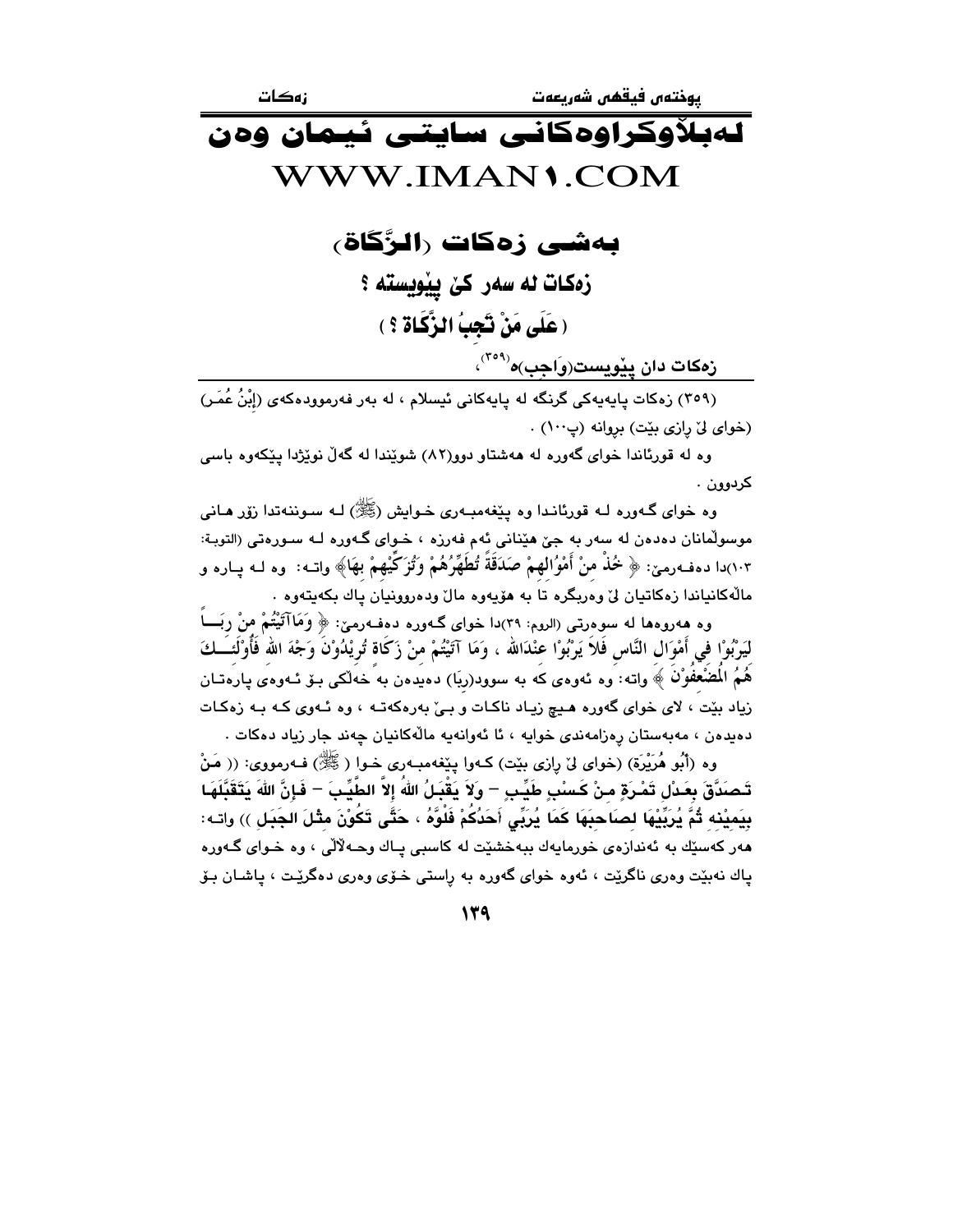# لەبڵاوكراوەكانی سایتی ئیمان وەن
# WWW.IMAN1.COM

## بەشی زەكات (الزَّكَاة)

### زەكات لە سەر كێ پێویستە ؟

### ( عَلَى مَنْ تَجِبُ الزَّكَاة ؟ )

**زەكات دان پێویست(وَاجب)ە**[359]،

(٣٥٩) زەكات پایەیەكی گرنگە لە پایەكانی ئیسلام ، لە بەر فەرموودەكەی (إِبْنُ عُمَر) (خوای لێ رازی بێت) بڕوانە (پ١٠٠) .

وە لە قورئاندا خوای گەورە لە هەشتاو دوو(٨٢) شوێندا لە گەڵ نوێژدا پێكەوە باسی كردوون .

وە خوای گـەورە لـە قورئانـدا وە پێغەمبـەری خـوایش (ﷺ) لـە سـوننەتدا زۆر هـانی موسوڵمانان دەدەن لە سەر بە جێ هێنانی ئەم فەرزە ، خـوای گـەورە لـە سـورەتی (التوبة: ١٠٣)دا دەفـەرمێ: ﴿ خُذْ مِنْ أَمْوَالِهِمْ صَدَقَةً تُطَهِّرُهُمْ وَتُزَكِّيْهِمْ بِهَا﴾ واتـە: وە لـە پـارە و ماڵەكانیاندا زەكاتیان لێ وەربگرە تا بە هۆیەوە ماڵ ودەروونیان پاك بكەیتەوە .

وە هەروەها لە سوەرتی (الروم: ٣٩)دا خوای گـەورە دەفـەرمێ: ﴿ وَمَاآتَيْتُمْ مِنْ رِبَـاً لِيَرْبُوْا فِي أَمْوَالِ النَّاسِ فَلاَ يَرْبُوْا عِنْدَالله ، وَمَا آتَيْتُمْ مِنْ زَكَاةٍ تُرِيْدُوْنَ وَجْهَ الله فَأُوْلَئِــكَ هُمُ الْمُضْعِفُوْنَ ﴾ واتە: وە ئەوەی كە بە سوود(ربَا) دەیدەن بە خەڵكی بـۆ ئـەوەی پارەتـان زیاد بێت ، لای خوای گەورە هـیچ زیـاد ناكـات و بـێ بەرەكەتـە ، وە ئـەوی كـە بـە زەكـات دەیدەن ، مەبەستان ڕەزامەندی خوایە ، ئا ئەوانەیە ماڵەكانیان چەند جار زیاد دەكات .

وە (أَبُو هُرَيْرَة) (خوای لێ رازی بێت) كـەوا پێغەمبـەری خـوا ( ﷺ) فـەرمووی: (( مَنْ تَـصَدَّقَ بِعَـدْلِ تَمْـرَةٍ مِـنْ كَسْبٍ طَيِّـبٍ – وَلاَ يَقْبَـلُ اللهُ إِلاَّ الطَّيِّـبَ – فَـإِنَّ اللهَ يَتَقَبَّلَهَـا بِيَمِيْنِهِ ثُمَّ يُرَبِّيْهَا لِصَاحِبِهَا كَمَا يُرَبِّي أَحَدُكُمْ فَلُوَّهُ ، حَتَّى تَكُوْنَ مِثْلَ الْجَبَلِ )) واتـە: هەر كەسێك بە ئەندازەی خورمایەك ببەخشێت لە كاسبی پـاك وحـەڵاڵی ، وە خـوای گـەورە پاك نەبێت وەری ناگرێت ، ئەوە خوای گەورە بە ڕاستی خـۆی وەری دەگرێـت ، پاشـان بـۆ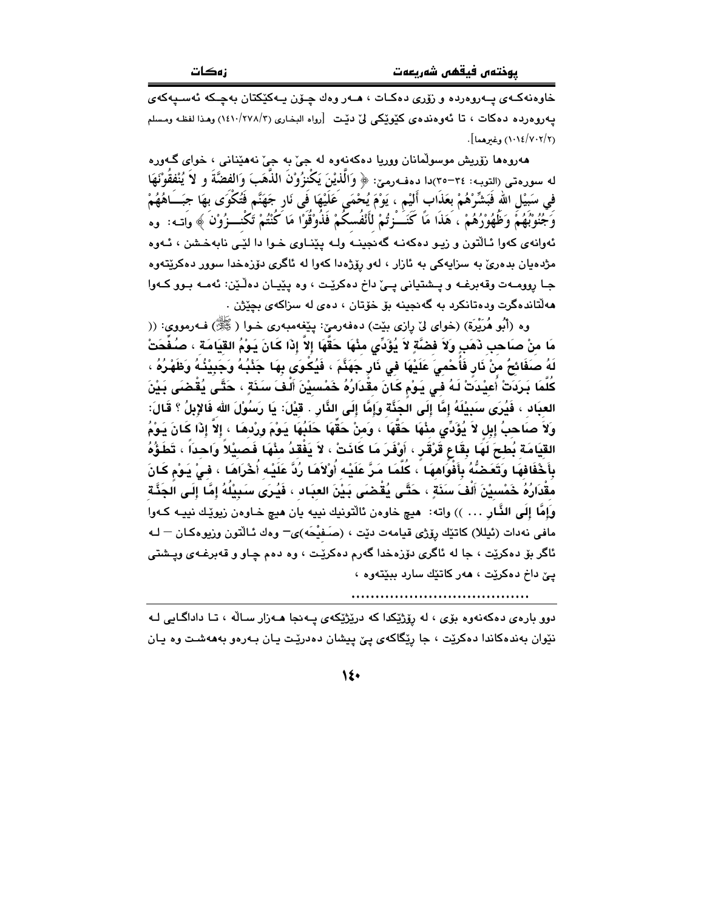خاوەنەکـەی پـەروەردە و زۆری دەکـات ، هـەر وەك چـۆن یـەکێکتان بەچـکە ئەسـپەکەی پەروەردە دەکات ، تا ئەوەندەی کێوێکی لێ دێت [رواه البخاري (١٤١٠/٢٧٨/٣) وهذا لفظه ومسلم (١٠١٤/٧٠٢/٢) وغيرهما].

هەروەها زۆریش موسوڵمانان ووریا دەکەنەوە لە جێ بە جێ نەهێنانی ، خوای گەورە لە سورەتی (التوبە: ٣٤–٣٥)دا دەفـەرمێ: ﴿ وَالَّذِيْنَ يَكْنِزُوْنَ الذَّهَبَ وَالفِضَّةَ و لاَ يُنْفِقُوْنَهَا فِي سَبِيْلِ اللهِ فَبَشِّرْهُمْ بِعَذَابٍ أَلِيْمٍ ، يَوْمَ يُحْمَى عَلَيْهَا فِي نَارِ جَهَنَّمَ فَتُكْوَى بِهَا جِبَـاهُهُمْ وَجُنُوْبُهُمْ وَظُهُوْرُهُمْ ، هَذَا مَا كَنَـزْتُمْ لِأَنْفُسِكُمْ فَذُوْقُوْا مَا كُنْتُمْ تَكْنِـزُوْنَ ﴾ واتـە: وە ئەوانەی کەوا ئـاڵتون و زیـو دەکەنـە گەنجینـە ولـە پێنـاوی خـوا دا لێـی نابەخـشن ، ئـەوە مژدەیان بدەرێ بە سزایەکی بە ئازار ، لەو ڕۆژەدا کەوا لە ئاگری دۆزەخدا سوور دەکرێتەوە جـا ڕوومـەت وقەبرغـە و پـشتیانی پـێ داخ دەکرێـت ، وە پێیـان دەڵـێن: ئەمـە بـوو کـەوا هەڵتاندەگرت ودەتانکرد بە گەنجینە بۆ خۆتان ، دەی لە سزاکەی بچێژن .

وە (أبُو هُرَيْرَة) (خوای لێ ڕازی بێت) دەفەرمێ: پێغەمبەری خـوا ( ﷺ ) فـەرمووی: (( مَا مِنْ صَاحِبِ ذَهَبٍ وَلاَ فِضَّةٍ لاَ يُؤَدِّي مِنْهَا حَقَّهَا إِلاَّ إِذَا كَانَ يَوْمُ القِيَامَةِ ، صُفِّحَتْ لَهُ صَفَائِحُ مِنْ نَارٍ فَأُحْمِيَ عَلَيْهَا فِي نَارِ جَهَنَّمَ ، فَيُكْوَى بِهَا جَنْبُهُ وَجَبِيْنُهُ وَظَهْرُهُ ، كُلَّمَا بَرَدَتْ أُعِيْدَتْ لَهُ فِي يَوْمٍ كَانَ مِقْدَارُهُ خَمْسِيْنَ أَلْفَ سَنَةٍ ، حَتَّى يُقْضَى بَيْنَ العِبَادِ ، فَيُرَى سَبِيْلُهُ إِمَّا إِلَى الجَنَّةِ وَإِمَّا إِلَى النَّارِ . قِيْلَ: يَا رَسُوْلَ اللهِ فَالإِبِلُ ؟ قَالَ: وَلاَ صَاحِبُ إِبِلٍ لاَ يُؤَدِّي مِنْهَا حَقَّهَا ، وَمِنْ حَقِّهَا حَلَبُهَا يَوْمَ وِرْدِهَا ، إِلاَّ إِذَا كَانَ يَوْمُ القِيَامَةِ بُطِحَ لَهَا بِقَاعٍ قَرْقَرٍ ، أَوْفَرَ مَا كَانَتْ ، لاَ يَفْقِدُ مِنْهَا فَصِيْلاً وَاحِداً ، تَطَؤُهُ بِأَخْفَافِهَا وَتَعَضُّهُ بِأَفْوَاهِهَا ، كُلَّمَا مَرَّ عَلَيْهِ أُوْلاَهَا رُدَّ عَلَيْهِ أُخْرَاهَا ، فِي يَوْمٍ كَانَ مِقْدَارُهُ خَمْسِيْنَ أَلْفَ سَنَةٍ ، حَتَّى يُقْضَى بَيْنَ العِبَادِ ، فَيُرَى سَبِيْلُهُ إِمَّا إِلَى الجَنَّةِ وَإِمَّا إِلَى النَّارِ ... )) واتە: هیچ خاوەن ئاڵتونێك نییە یان هیچ خـاوەن زیوێـك نییـە کـەوا مافی نەدات (ئیللا) کاتێك ڕۆژی قیامەت دێت ، (صَفِيْحَه)ی– وەك ئـاڵتون وزیوەکـان – لـە ئاگر بۆ دەکرێت ، جا لە ئاگری دۆزەخدا گەرم دەکرێـت ، وە دەم چـاو و قەبرغـەی وپـشتی پێ داخ دەکرێت ، هەر کاتێك سارد ببێتەوە ،

.....................................

دوو بارەی دەکەنەوە بۆی ، لە ڕۆژێکدا کە درێژێکەی پـەنجا هـەزار ساڵە ، تـا دادگـایی لـە نێوان بەندەکاندا دەکرێت ، جا ڕێگاکەی پێ پیشان دەدرێت یان بـەرەو بەهەشت وە یان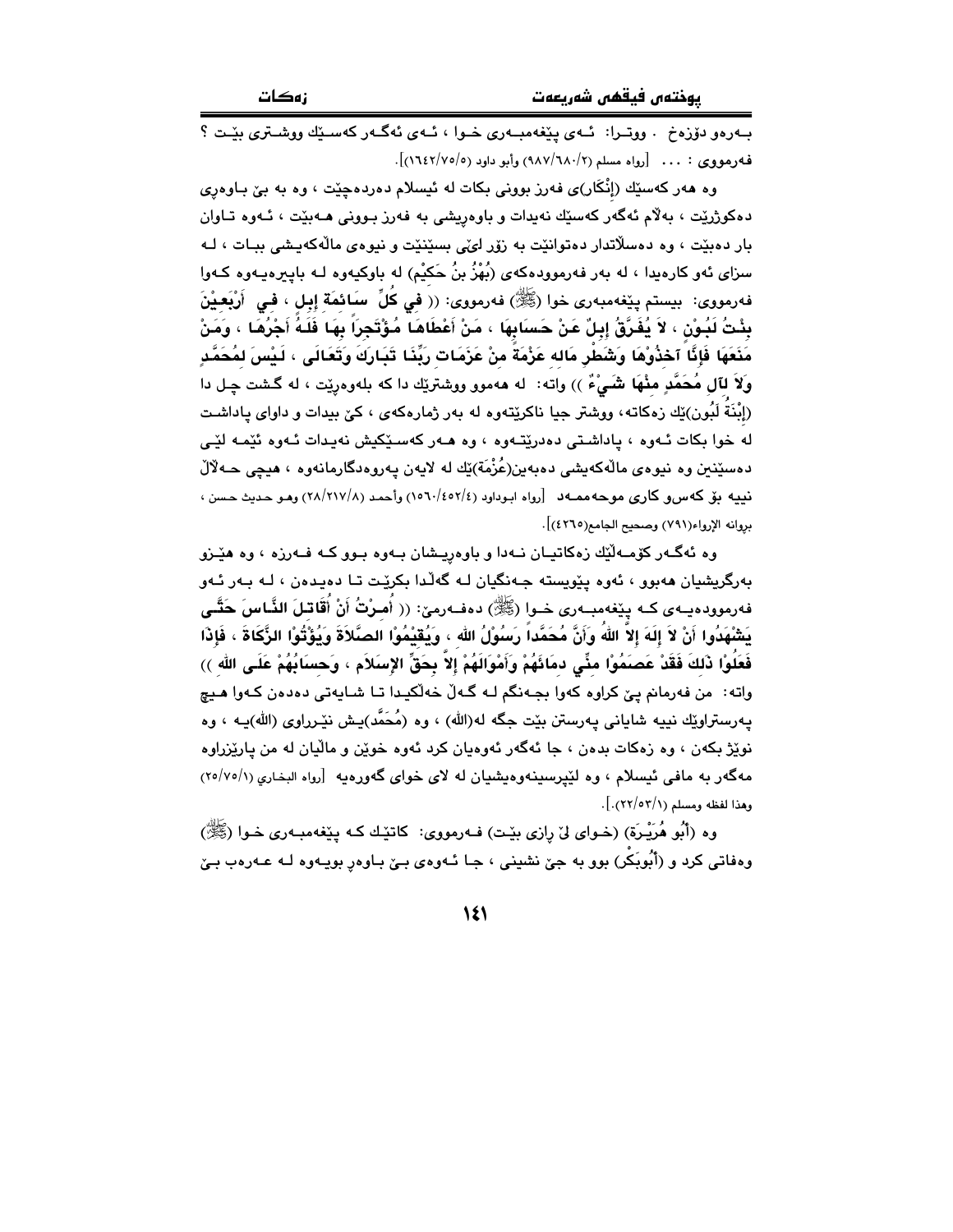بـەرەو دۆزەخ . ووتـرا: ئـەی پێغەمبـەری خـوا ، ئـەی ئەگـەر کەسـێك ووشـتری بێـت ؟ فەرمووی : ... [رواه مسلم (٢/٦٨٠/٩٨٧) وأبو داود (٥/٧٥/١٦٤٢)].

وە هەر کەسێك (إِنْكَار)ی فەرز بوونی بکات لە ئیسلام دەردەچێت ، وە بە بێ بـاوەڕی دەکوژرێت ، بەڵام ئەگەر کەسێك نەیدات و باوەڕیشی بە فەرز بـوونی هـەبێت ، ئـەوە تـاوان بار دەبێت ، وە دەسەڵاتدار دەتوانێت بە زۆر لێی بسێنێت و نیوەی ماڵەکەیـشی ببـات ، لـە سزای ئەو کارەیدا ، لە بەر فەرموودەکەی (بُهْزُ بنُ حَكِيْم) لە باوکیەوە لـە باپیرەیـەوە کـەوا فەرمووی: بیستم پێغەمبەری خوا (ﷺ) فەرمووی: (( **فِي كُلِّ سَائِمَةِ إِبِلٍ ، فِي أَرْبَعِيْنَ بِنْتُ لَبُوْنٍ ، لاَ يُفَرَّقُ إِبِلٌ عَنْ حَسَابِهَا ، مَنْ أَعْطَاهَا مُؤْتَجِراً بِهَا فَلَهُ أَجْرُهَا ، وَمَنْ مَنَعَهَا فَإِنَّا آخِذُوْهَا وَشَطْرِ مَالِه عَزْمَةٌ مِنْ عَزَمَاتِ رَبِّنَا تَبَارَكَ وَتَعَالَى ، لَيْسَ لِمُحَمَّدٍ وَلاَ لآلِ مُحَمَّدٍ مِنْهَا شَيْءٌ** )) واتە: لە هەموو ووشترێك دا کە بلەوەڕێت ، لە گـشت چـل دا (إِبْنَةُ لَبُون)ێك زەکاتە، ووشتر جیا ناکرێتەوە لە بەر ژمارەکەی ، کێ بیدات و داوای پاداشـت لە خوا بکات ئـەوە ، پاداشـتی دەدرێتـەوە ، وە هـەر کەسـێکیش نەیـدات ئـەوە ئێمـە لێـی دەسێنین وە نیوەی ماڵەکەیشی دەبەین(عُزْمَة)ێك لە لایەن پەروەردگارمانەوە ، هیچی حـەڵاڵ نییە بۆ کەسو کاری موحەممـەد [رواه ابوداود (٤/٤٥٢/١٥٦٠) وأحمد (٨/٢١٧/٢٨) وهـو حديث حسن ، بروانه الإرواء(٧٩١) وصحيح الجامع(٤٢٦٥)].

وە ئەگـەر کۆمـەڵێك زەکاتیـان نـەدا و باوەڕیـشان بـەوە بـوو کـە فـەرزە ، وە هێـزو بەرگریشیان هەبوو ، ئەوە پێویستە جـەنگیان لـە گەڵدا بکرێت تـا دەیـدەن ، لـە بـەر ئـەو فەرموودەیـەی کـە پێغەمبـەری خـوا (ﷺ) دەفـەرمێ: (( **أُمِرْتُ أَنْ أُقَاتِلَ النَّاسَ حَتَّى يَشْهَدُوا أَنْ لاَ إِلَهَ إِلاَّ اللهُ وَأَنَّ مُحَمَّداً رَسُوْلُ اللهِ ، وَيُقِيْمُوْا الصَّلاَةَ وَيُؤْتُوْا الزَّكَاةَ ، فَإِذَا فَعَلُوْا ذَلِكَ فَقَدْ عَصَمُوْا مِنِّي دِمَائَهُمْ وَأَمْوَالَهُمْ إِلاَّ بِحَقِّ الإِسلاَمِ ، وَحِسَابُهُمْ عَلَى اللهِ** )) واتە: من فەرمانم پێ کراوە کەوا بجـەنگم لـە گـەڵ خەڵکیـدا تـا شـایەتی دەدەن کـەوا هـیچ پەرستراوێك نییە شایانی پەرستن بێت جگە لە(الله) ، وە (مُحَمَّد)یـش نێرراوی (الله)یـە ، وە نوێژ بکەن ، وە زەکات بدەن ، جا ئەگەر ئەوەیان کرد ئەوە خوێن و ماڵیان لە من پارێزراوە مەگەر بە مافی ئیسلام ، وە لێپرسینەوەیشیان لە لای خوای گەورەیە [رواه البخاري (١/٧٥/٢٥) وهذا لفظه ومسلم (١/٥٣/٢٢).].

وە (أَبُو هُرَيْرَة) (خـوای لێ ڕازی بێت) فـەرمووی: کاتێك کـە پێغەمبـەری خـوا (ﷺ) وەفاتی کرد و (أَبُوبَكْر) بوو بە جێ نشینی ، جا ئـەوەی بـێ بـاوەڕ بویـەوە لـە عـەرەب بـێ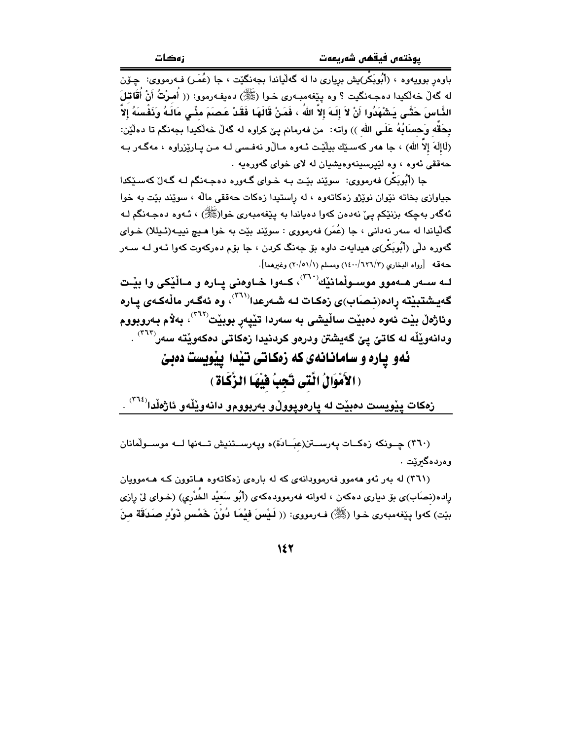باوەڕ بوویەوە ، (أبُوبَكْر)یش بڕیاری دا لە گەڵیاندا بجەنگێت ، جا (عُمَر) فەرمووی: چۆن لە گەڵ خەڵكیدا دەجەنگیت ؟ وە پێغەمبەری خوا (ﷺ) دەیفەرموو: (( أُمِرْتُ أَنْ أُقَاتِلَ النَّاسَ حَتَّى يَشْهَدُوا أَنْ لاَ إِلَهَ إِلاَّ اللهُ ، فَمَنْ قَالَهَا فَقَدْ عَصَمَ مِنِّي مَالَهُ وَنَفْسَهُ إِلاَّ بِحَقِّهِ وَحِسَابُهُ عَلَى اللهِ )) واتە: من فەرمانم پێ كراوە لە گەڵ خەڵكیدا بجەنگم تا دەڵێن: (لَاإِلَهَ إِلاَّ الله) ، جا هەر كەسێك بیڵێت ئەوە ماڵو نەفسی لە من پارێزراوە ، مەگەر بە حەققی ئەوە ، وە لێپرسینەوەیشیان لە لای خوای گەورەیە .

جا (أبُوبَكْر) فەرمووی: سوێند بێت بە خوای گەورە دەجەنگم لە گەڵ كەسێكدا جیاوازی بخاتە نێوان نوێژو زەكاتەوە ، لە ڕاستیدا زەكات حەققی ماڵە ، سوێند بێت بە خوا ئەگەر بەچكە بزنێكم پێ نەدەن كەوا دەیاندا بە پێغەمبەری خوا(ﷺ) ، ئەوە دەجەنگم لە گەڵیاندا لە سەر نەدانی ، جا (عُمَر) فەرمووی : سوێند بێت بە خوا هیچ نییە(ئیللا) خوای گەورە دڵی (أبُوبَكْر)ی هیدایەت داوە بۆ جەنگ كردن ، جا بۆم دەركەوت كەوا ئەو لە سەر حەققە [رواه البخاري (٣/٦٢٦/١٤٠٠) ومسلم (١/٥١/٢٠) وغيرهما].

**لە سەر هەموو موسوڵمانێك[٣٦٠] ، كەوا خاوەنی پارە و ماڵێكی وا بێت گەیشتبێتە ڕادە(نِصَاب)ی زەكات لە شەرعدا[٣٦١] ، وە ئەگەر ماڵەكەی پارە وئاژەڵ بێت ئەوە دەبێت ساڵیشی بە سەردا تێپەڕ بوبێت[٣٦٢] ، بەڵام بەروبووم ودانەوێڵە لە كاتێ پێ گەیشتن ودرەو كردنیدا زەكاتی دەكەوێتە سەر[٣٦٣] .**

## ئەو پارە و سامانانەی كە زەكاتی تێدا پێویست دەبێ
## ( الأَمْوَالُ الَّتِي تَجِبُ فِيْهَا الزَّكَاةُ )

**زەكات پێویست دەبێت لە پارەوپووڵو بەربوومو دانەوێڵەو ئاژەڵدا[٣٦٤] .**

---

(٣٦٠) چونكە زەكات پەرستن(عِبَادَة)ە وپەرستنیش تەنها لە موسوڵمانان وەردەگیرێت .

(٣٦١) لە بەر ئەو هەموو فەرموودانەی كە لە بارەی زەكاتەوە هاتوون كە هەموویان ڕادە(نِصَاب)ی بۆ دیاری دەكەن ، لەوانە فەرموودەكەی (أبُو سَعِيْد الخُدْري) (خوای لێ ڕازی بێت) كەوا پێغەمبەری خوا (ﷺ) فەرمووی: (( لَيْسَ فِيْمَا دُوْنَ خَمْسِ ذَوْدٍ صَدَقَةٌ مِنَ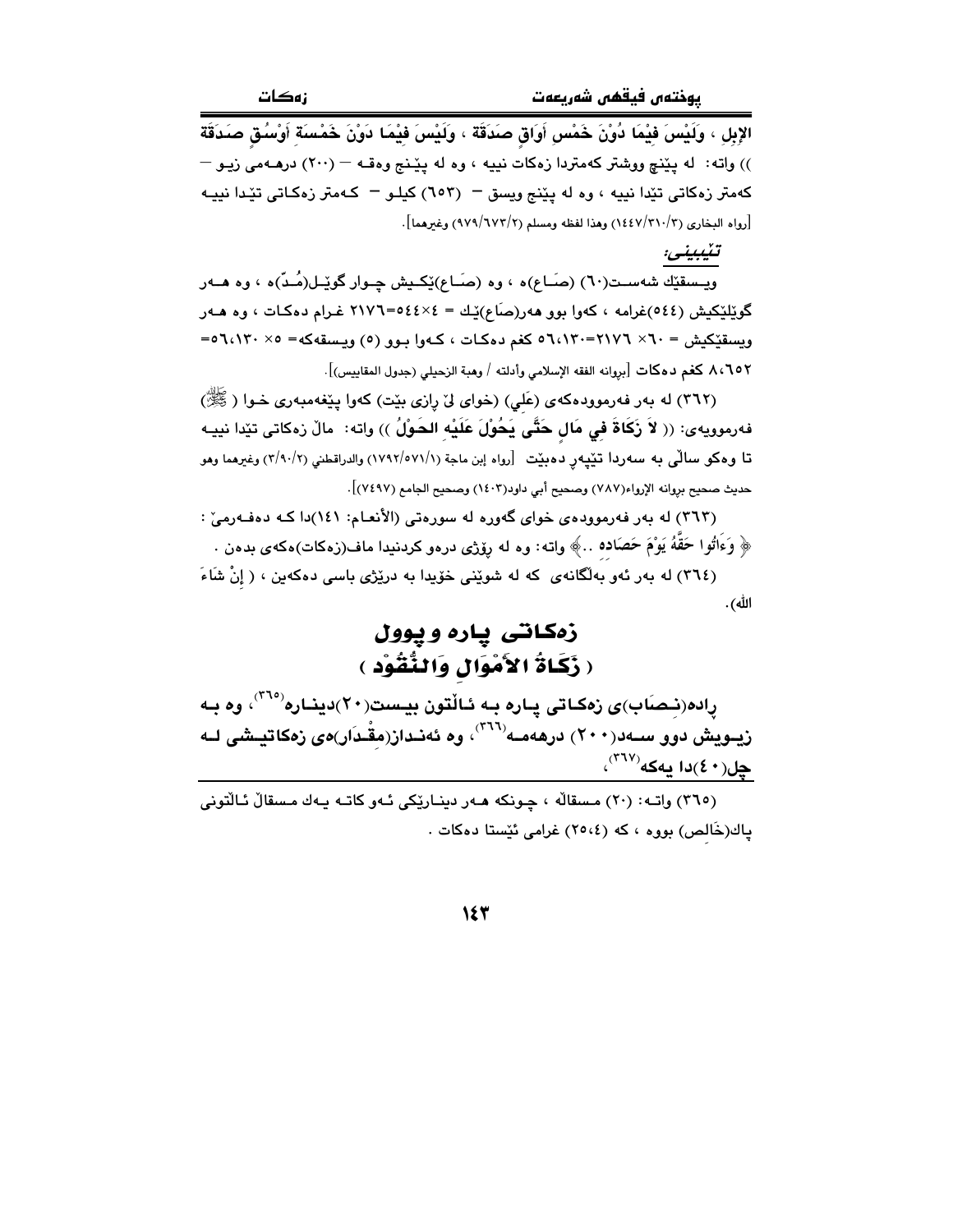الإبِلِ ، وَلَيْسَ فِيْمَا دُوْنَ خَمْسِ أَوَاقٍ صَدَقَة ، وَلَيْسَ فِيْمَا دَوْنَ خَمْسَةِ أَوْسُقٍ صَدَقَة )) واته: له پێنج ووشتر كەمتردا زەكات نییە ، وە لە پێنج وەقە – (٢٠٠) درهەمی زیو – كەمتر زەكاتی تێدا نییە ، وە لە پێنج ویسق – (٦٥٣) كیلو – كەمتر زەكاتی تێدا نییە [رواه البخاري (١٤٤٧/٣١٠/٣) وهذا لفظه ومسلم (٩٧٩/٦٧٣/٢) وغيرهما].

*تێبینی:*

ویسقێك شەست(٦٠) (صَاع)ە ، وە (صَاع)ێكیش چوار گوێل(مُدّ)ە ، وە هەر گوێلێكیش (٥٤٤)غرامە ، كەوا بوو هەر(صَاع)ێك = ٥٤٤×٤=٢١٧٦ غرام دەكات ، وە هەر ویسقێكیش = ٦٠× ٢١٧٦=٥٦،١٣٠،١٣٠ كغم دەكات ، كەوا بوو (٥) ویسقەكە= ٥× ٥٦،١٣٠= ٨،٦٥٢ كغم دەكات [بروانە الفقه الإسلامي وأدلته / وهبة الزحيلي (جدول المقاييس)].

(٣٦٢) لە بەر فەرموودەكەی (عَلِي) (خوای لێ ڕازی بێت) كەوا پێغەمبەری خوا (ﷺ) فەرموویەی: (( **لاَ زَكَاةَ فِي مَالٍ حَتَّى يَحُوْلَ عَلَيْهِ الحَوْلُ** )) واته: ماڵ زەكاتی تێدا نییە تا وەكو ساڵی بە سەردا تێپەڕ دەبێت [رواه إبن ماجة (١٧٩٢/٥٧١/١) والدراقطني (٣/٩٠/٢) وغيرهما وهو حديث صحيح بروانە الإرواء(٧٨٧) وصحيح أبي داود(١٤٠٣) وصحيح الجامع (٧٤٩٧)].

(٣٦٣) لە بەر فەرموودەی خوای گەورە لە سورەتی (الأنعام: ١٤١)دا كە دەفەرمێ: ﴿ وَءَاتُوا حَقَّهُ يَوْمَ حَصَاده .. ﴾ واته: وە لە ڕۆژی درەو كردنیدا ماف(زەكات)ەكەی بدەن .

(٣٦٤) لە بەر ئەو بەڵگانەی كە لە شوێنی خۆیدا بە درێژی باسی دەكەین ، ( إنْ شَاءَ الله).

## زەكاتی پارە و پوول
## ( زَكَاةُ الأَمْوَالِ وَالنُّقُوْد )

**ڕادە(نِصَاب)ی زەكاتی پارە بە ئاڵتون بیست(٢٠)دینارە[٣٦٥]، وە بە زیویش دوو سەد(٢٠٠) درهەمە[٣٦٦]، وە ئەندازە(مِقْدَار)ەی زەكاتیشی لە چل(٤٠)دا یەكە[٣٦٧]،**

---

(٣٦٥) واته: (٢٠) مسقاڵە ، چونكە هەر دینارێكی ئەو كاتە یەك مسقاڵ ئاڵتونی پاك(خَالِص) بووە ، كە (٢٥،٤) غرامی ئێستا دەكات .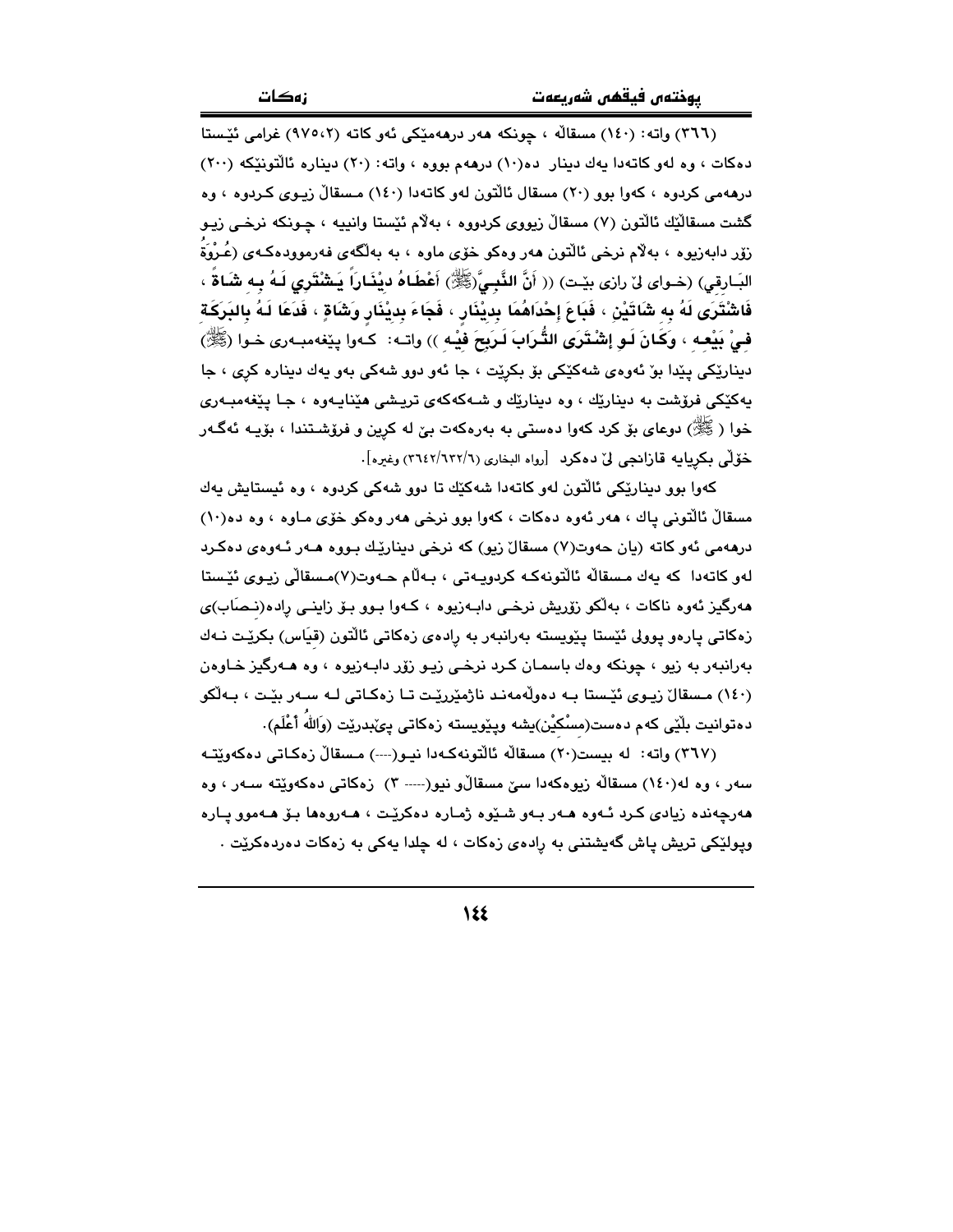(٣٦٦) واته: (١٤٠) مسقاڵ ، چونكه هەر درهەمێكی ئەو كاته (٢،٩٧٥) غرامی ئێستا دەكات ، وە لەو كاتەدا یەك دینار ده(١٠) درهەم بووە ، واته: (٢٠) دیناره ئاڵتونێكه (٢٠٠) درهەمی كردوه ، كەوا بوو (٢٠) مسقال ئاڵتون لەو كاتەدا (١٤٠) مسقاڵ زیوی كردوه ، وه گشت مسقاڵێك ئاڵتون (٧) مسقاڵ زیووی كردووە ، بەڵام ئێستا وانییه ، چونكه نرخی زیو زۆر دابەزیوه ، بەڵام نرخی ئاڵتون هەر وەكو خۆی ماوە ، بە بەڵگەی فەرموودەكەی (عُرْوَةُ البَارِقِي) (خوای لێ رازی بێت) (( **أَنَّ النَّبِيَّ(ﷺ) أَعْطَاهُ دِيْنَاراً يَشْتَرِي لَهُ بِهِ شَاةً ، فَاشْتَرَى لَهُ بِهِ شَاتَيْنِ ، فَبَاعَ إِحْدَاهُمَا بِدِيْنَارٍ ، فَجَاءَ بِدِيْنَارٍ وَشَاةٍ ، فَدَعَا لَهُ بِالبَرَكَةِ فِيْ بَيْعِهِ ، وَكَانَ لَو إِشْتَرَى التُّرَابَ لَرَبِحَ فِيْهِ** )) واته: كەوا پێغەمبەری خوا (ﷺ) دینارێكی پێدا بۆ ئەوەی شەكێكی بۆ بكرێت ، جا ئەو دوو شەكی بەو یەك دیناره كڕی ، جا یەكێكی فرۆشت بە دینارێك ، وە دینارێك و شەكەكەی تریشی هێنایەوە ، جا پێغەمبەری خوا (ﷺ) دوعای بۆ كرد كەوا دەستی بە بەرەكەت بێ لە كڕین و فرۆشتندا ، بۆیە ئەگەر خۆڵی بكڕیایە قازانجی لێ دەكرد [رواه البخاري (٣٦٤٢/٦٣٢/٦) وغيره].

كەوا بوو دینارێكی ئاڵتون لەو كاتەدا شەكێك تا دوو شەكی كردوە ، وە ئێستایش یەك مسقاڵ ئاڵتونی پاك ، هەر ئەوە دەكات ، كەوا بوو نرخی هەر وەكو خۆی ماوە ، وە ده(١٠) درهەمی ئەو كاتە (یان حەوت(٧) مسقاڵ زیو) كە نرخی دینارێك بووە هەر ئەوەی دەكرد لەو كاتەدا كە یەك مسقاڵە ئاڵتونەكە كردویەتی ، بەڵام حەوت(٧)مسقاڵی زیوی ئێستا هەرگیز ئەوە ناكات ، بەڵكو زۆریش نرخی دابەزیوە ، كەوا بوو بۆ زاینی رادە(نِصَاب)ی زەكاتی پارەو پوولی ئێستا پێویستە بەرانبەر بە رادەی زەكاتی ئاڵتون (قِيَاس) بكرێت نەك بەرانبەر بە زیو ، چونكه وەك باسمان كرد نرخی زیو زۆر دابەزیوە ، وە هەرگیز خاوەن (١٤٠) مسقاڵ زیوی ئێستا بە دەوڵەمەند ناژمێررێت تا زەكاتی لە سەر بێت ، بەڵكو دەتوانیت بڵێی كەم دەست(مِسْكِيْن)یشە وپێویستە زەكاتی پێبدرێت (وَاللهُ أَعْلَم).

(٣٦٧) واته: له بیست(٢٠) مسقاڵە ئاڵتونەكەدا نیو(----) مسقاڵ زەكاتی دەكەوێتە سەر ، وە لە(١٤٠) مسقاڵە زیوەكەدا سێ مسقاڵو نیو(----- ٣) زەكاتی دەكەوێتە سەر ، وە هەرچەندە زیادی كرد ئەوە هەر بەو شێوە ژمارە دەكرێت ، هەروەها بۆ هەموو پارە وپولێكی تریش پاش گەیشتنی بە رادەی زەكات ، لە چلدا یەكی بە زەكات دەردەكرێت .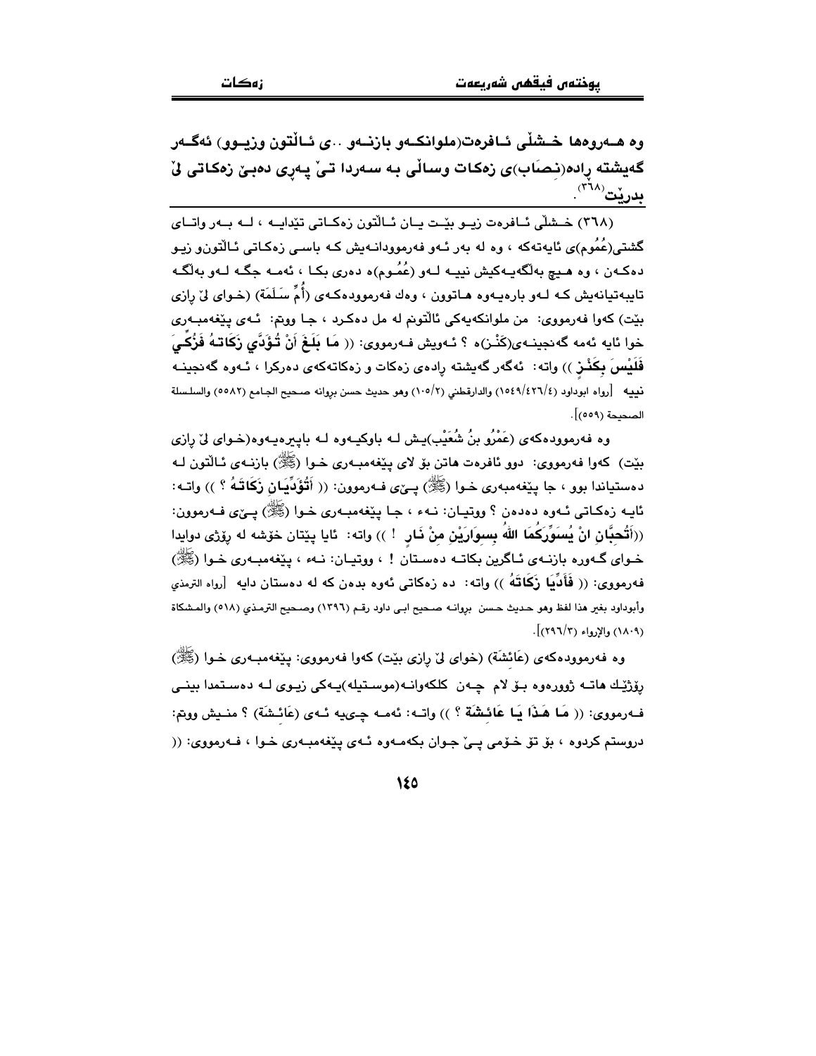**وه هـﻪروەها خـﺸڵی ئـافرەت(ملوانكـﻪو بازنـﻪو ..ی ئـاڵتون وزیـوو) ئەگـﻪر گەیشتە ڕادە(نـصاب)ی زەكات وساڵی بە سـﻪردا تـێ پـﻪڕی دەبـێ زەكـاتی لێ بدرێت**[٣٦٨].

---

(٣٦٨) خـشڵی ئـافرەت زیـو بێـت یـان ئـاڵتون زەكـاتی تێدایـە ، لـە بـەر واتـای گشتی(عُمُوم)ی ئایەتەكە ، وە لە بەر ئـەو فەرموودانـەیش كـە باسـی زەكـاتی ئـاڵتونو زیـو دەكـەن ، وە هـیچ بەڵگەیـەكیش نییـە لـەو (عُمُـوم)ە دەری بكـا ، ئەمـە جگـە لـەو بەڵگـە تایبەتیانەیش كـە لـەو بارەیـەوە هـاتوون ، وەك فەرموودەكـەی (أُمِّ سَلَمَة) (خـوای لێ ڕازی بێت) كەوا فەرمووی: من ملوانكەیەكی ئاڵتونم لە مل دەكـرد ، جـا ووتم: ئـەی پێغەمبـەری خوا ئایە ئەمە گەنجینـەی(كَنْـز)ە ؟ ئـەویش فـەرمووی: (( **مَا بَلَغَ أَنْ تُؤَدَّي زَكَاتَهُ فَزُكِّيَ فَلَيْسَ بِكَنْـزٍ** )) واتە: ئەگەر گەیشتە ڕادەی زەكات و زەكاتەكەی دەركرا ، ئـەوە گەنجینـە نییە [رواه ابوداود (٤/٤٢٦/١٥٤٩) والدارقطني (٢/١٠٥) وهو حديث حسن بروانە صحيح الجامع (٥٥٨٢) والسلسلة الصحيحة (٥٥٩)].

وە فەرموودەكەی (عَمْرُو بنُ شُعَيْب)یـش لـە باوكیـەوە لـە باپیرەیـەوە(خـوای لێ ڕازی بێت) كەوا فەرمووی: دوو ئافرەت هاتن بۆ لای پێغەمبـەری خـوا (ﷺ) بازنـەی ئـاڵتون لـە دەستیاندا بوو ، جا پێغەمبەری خـوا (ﷺ) پـێی فـەرموون: (( **أَتُؤَدِّيَانِ زَكَاتَهُ ؟** )) واتـە: ئایـە زەكـاتی ئـەوە دەدەن ؟ ووتیـان: نـەء ، جـا پێغەمبـەری خـوا (ﷺ) پـێی فـەرموون: ((**أَتُحِبَّانِ انْ يُسَوِّرَكُمَا اللهُ بِسِوَارَيْنِ مِنْ نَارٍ** ! )) واتە: ئایا پێتان خۆشە لە ڕۆژی دوایدا خـوای گـەورە بازنـەی ئـاگرین بكاتـە دەسـتان ! ، ووتیـان: نـەء ، پێغەمبـەری خـوا (ﷺ) فەرمووی: (( **فَأَدِّيَا زَكَاتَهُ** )) واتە: دە زەكاتی ئەوە بدەن كە لە دەستان دایە [رواه الترمذي وأبوداود بغير هذا لفظ وهو حديث حسن بروانە صحيح ابي داود رقم (١٣٩٦) وصحيح الترمذي (٥١٨) والمشكاة (١٨٠٩) والإرواء (٣/٢٩٦)].

وە فەرموودەكەی (عَائِشَة) (خوای لێ ڕازی بێت) كەوا فەرمووی: پێغەمبـەری خـوا (ﷺ) ڕۆژێك هاتـە ژوورەوە بـۆ لام چـەن كلكەوانـە(موسـتیلە)یـەكی زیـوی لـە دەسـتمدا بینـی فـەرمووی: (( **مَا هَذَا يَا عَائِشَة ؟** )) واتـە: ئەمـە چـییە ئـەی (عَائِـشَة) ؟ منـیش ووتم: دروستم كردوە ، بۆ تۆ خـۆمی پـێ جـوان بكەمـەوە ئـەی پێغەمبـەری خـوا ، فـەرمووی: ((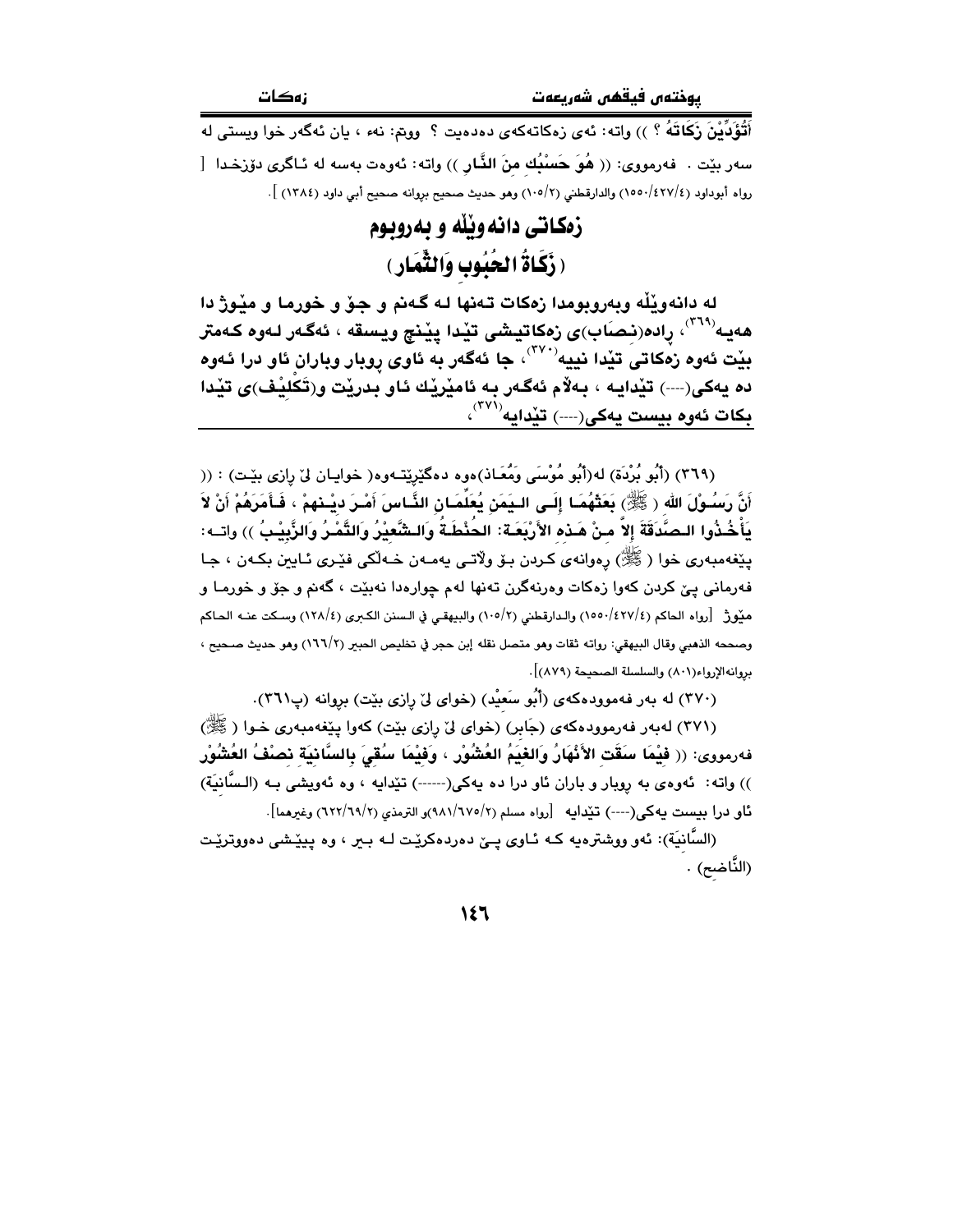أَتُؤَدِّيْنَ زَكَاتَهُ ؟ )) واتە: ئەی زەکاتەکەی دەدەیت ؟ ووتم: نەء ، یان ئەگەر خوا ویستی لە سەر بێت . فەرمووی: (( هُوَ حَسْبُكِ مِنَ النَّارِ )) واتە: ئەوەت بەسە لە ئـاگری دۆزخـدا [ رواه أبوداود (١٥٥٠/٤٢٧/٤) والدارقطني (١٠٥/٢) وهو حديث صحيح بروانه صحيح أبي داود (١٣٨٤) ].

## زەكاتی دانەوێڵە و بەروبوم
## ( زَكَاةُ الحُبُوبِ وَالثِّمَارِ )

**لە دانەوێڵە وبەروبومدا زەکات تـەنها لـە گـەنم و جـۆ و خورمـا و مێـوژ دا هەیە[٣٦٩]، ڕادە(نـصاب)ی زەکاتیشی تێدا پێنج ویسقە ، ئەگـەر لـەوە کـەمتر بێت ئەوە زەکاتی تێدا نییە[٣٧٠]، جا ئەگەر بە ئاوی ڕوبار وباران ئاو درا ئـەوە دە یەکی(----) تێدایـە ، بـەڵام ئەگـەر بـە ئامێرێـك ئـاو بـدرێت و(تَكْلِيْـف)ی تێدا بکات ئەوە بیست یەکی(----) تێدایە[٣٧١]،**

(٣٦٩) (أَبُو بُرْدَة) لە(أَبُو مُوْسَى وَمُعَاذ)ەوە دەگێڕێتـەوە( خوایـان لێ ڕازی بێـت) : (( **أَنَّ رَسُـوْلَ اللهِ ( ﷺ) بَعَثَهُمَـا إِلَـى الـيَمَنِ يُعَلِّمَـانِ النَّـاسَ أَمْـرَ دِيْـنِهِمْ ، فَـأَمَرَهُمْ أَنْ لاَ يَأْخُـذُوا الـصَّدَقَةَ إِلاَّ مِـنْ هَـذِهِ الأَرْبَعَـةِ: الحُنْطَـةُ وَالـشَّعِيْرُ وَالتَّمْـرُ وَالزَّبِيْـبُ** )) واتـە: پێغەمبەری خوا ( ﷺ) ڕەوانەی کـردن بـۆ وڵاتـی یەمـەن خـەڵکی فێـری ئـاین بکـەن ، جـا فەرمانی پێ کردن کەوا زەکات وەرنەگرن تەنها لەم چوارەدا نەبێت ، گەنم و جۆ و خورمـا و مێوژ [رواه الحاكم (١٥٥٠/٤٢٧/٤) والدارقطني (١٠٥/٢) والبيهقي في السنن الكبرى (١٢٨/٤) وسكت عنه الحاكم وصححه الذهبي وقال البيهقي: رواته ثقات وهو متصل نقله إبن حجر في تخليص الحبير (١٦٦/٢) وهو حديث صحيح ، بروانەالإرواء(٨٠١) والسلسلة الصحيحة (٨٧٩)].

(٣٧٠) لە بەر فەرموودەکەی (أَبُو سَعِيْد) (خوای لێ ڕازی بێت) بڕوانە (پ٣٦١).

(٣٧١) لەبەر فەرموودەکەی (جَابِر) (خوای لێ ڕازی بێت) کەوا پێغەمبەری خـوا ( ﷺ) فەرمووی: (( **فِيْمَا سَقَتِ الأَنْهَارُ وَالغَيْمُ العُشُوْرُ ، وَفِيْمَا سُقِيَ بِالسَّانِيَةِ نِصْفُ العُشُوْرِ** )) واتە: ئەوەی بە ڕوبار و باران ئاو درا دە یەکی(------) تێدایە ، وە ئەویشی بـە (الـسَّانِيَة) ئاو درا بیست یەکی(----) تێدایە [رواه مسلم (٩٨١/٦٧٥/٢)و الترمذي (٦٢٢/٦٩/٢) وغيرهما].

(السَّانِيَة): ئەو ووشترەیە کـە ئـاوی پـێ دەردەکرێـت لـە بـیر ، وە پێیـشی دەووترێـت (النَّاضِح) .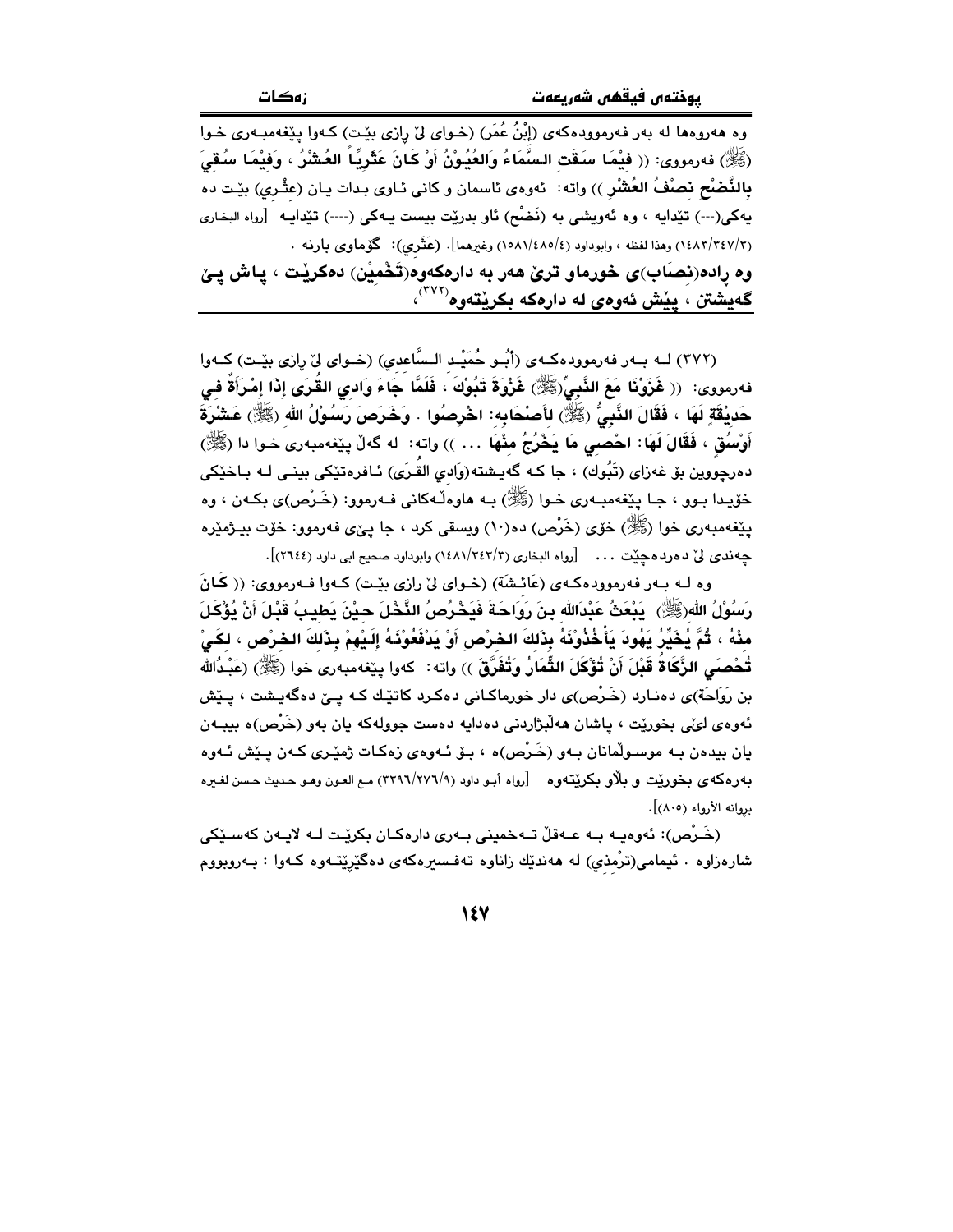وە هەروەها لە بەر فەرموودەکەی (إبْنُ عُمَر) (خـوای لێ ڕازی بێـت) کـەوا پێغەمبـەری خـوا (ﷺ) فەرمووی: (( **فِيْمَا سَقَتِ السَّمَاءُ وَالعُيُوْنُ أَوْ كَانَ عَثْرِيًّا العُشْرُ ، وَفِيْمَا سُقِيَ بِالنَّضْحِ نِصْفُ العُشْرِ** )) واتە: ئەوەی ئاسمان و کانی ئـاوی بـدات یـان (عثْـري) بێـت دە یەکی(---) تێدایە ، وە ئەویشی بە (نَضْح) ئاو بدرێت بیست یـەکی (----) تێدایـە [رواه البخاري (١٤٨٣/٣٤٧/٣) وهذا لفظه ، وابوداود (١٥٨١/٤٨٥/٤) وغيرهما]. (عَثَّري): گۆماوی بارنە .

**وە ڕادە(نصَاب)ی خورماو ترێ هەر بە دارەکەوە(تَخْمِيْن) دەکرێـت ، پـاش پـێ گەیشتن ، پێش ئەوەی لە دارەکە بکرێتەوە**[٣٧٢]،

---

(٣٧٢) لـە بـەر فەرموودەکـەی (أَبُـو حُمَيْـد الـسَّاعدي) (خـوای لێ ڕازی بێـت) کـەوا فەرمووی: (( **غَزَوْنَا مَعَ النَّبِيِّ(ﷺ) غَزْوَةَ تَبُوْكَ ، فَلَمَّا جَاءَ وَادِي القُرَى إِذَا إِمْرَأَةٌ فِي حَدِيْقَةٍ لَهَا ، فَقَالَ النَّبِيُّ (ﷺ) لأَصْحَابِهِ: اخْرِصُوا . وَخَرَصَ رَسُوْلُ الله (ﷺ) عَشْرَةَ أَوْسُقٍ ، فَقَالَ لَهَا: احْصِي مَا يَخْرُجُ مِنْهَا ...** )) واتە: لە گەڵ پێغەمبەری خـوا دا (ﷺ) دەرچووین بۆ غەزای (تَبُوك) ، جا کـە گەیـشتە(وَادي القُرَى) ئـافرەتێکی بینـی لـە بـاخێکی خۆیـدا بـوو ، جـا پێغەمبـەری خـوا (ﷺ) بـە هاوەڵـەکانی فـەرموو: (خَـرْص)ی بکـەن ، وە پێغەمبەری خوا (ﷺ) خۆی (خَرْص) دە(١٠) ویسقی کرد ، جا پێی فەرموو: خۆت بیـژمێرە چەندی لێ دەردەچێت ... [رواه البخاري (١٤٨١/٣٤٣/٣) وابوداود صحيح ابى داود (٢٦٤٤)].

وە لـە بـەر فەرموودەکـەی (عَائـشَة) (خـوای لێ ڕازی بێـت) کـەوا فـەرمووی: (( **كَانَ رَسُوْلُ الله(ﷺ) يَبْعَثُ عَبْدَالله بنَ رَوَاحَةَ فَيَخْرُصُ النَّخْلَ حِيْنَ يَطِيبُ قَبْلَ أَنْ يُؤْكَلَ مِنْهُ ، ثُمَّ يُخَيِّرُ يَهُودَ يَأْخُذُوْنَهُ بِذَلِكَ الخرْصِ أَوْ يَدْفَعُوْنَهُ إِلَيْهِمْ بِذَلِكَ الخرْصِ ، لِكَيْ تُحْصَى الزَّكَاةُ قَبْلَ أَنْ تُؤْكَلَ الثِّمَارُ وَتُفَرَّقَ** )) واتە: کەوا پێغەمبەری خوا (ﷺ) (عَبْدُالله بن رَوَاحَة)ی دەنـارد (خَـرْص)ی دار خورماکـانی دەکـرد کاتێـك کـە پـێ دەگەیـشت ، پـێش ئەوەی لێی بخورێت ، پاشان هەڵبژاردنی دەدایە دەست جولەکە یان بەو (خَرْص)ە بیبـەن یان بیدەن بـە موسـوڵمانان بـەو (خَـرْص)ە ، بـۆ ئـەوەی زەکـات ژمێـری کـەن پـێش ئـەوە بەرەکەی بخورێت و بڵاو بکرێتەوە [رواه أبـو داود (٣٣٩٦/٢٧٦/٩) مـع العـون وهـو حـديث حـسن لغيره بروانه الأرواء (٨٠٥)].

(خَـرْص): ئەوەیـە بـە عـەقڵ تـەخمینی بـەری دارەکـان بکرێـت لـە لایـەن کەسـێکی شارەزاوە . ئیمامی(تِرْمذي) لە هەندێك زاناوە تەفسیرەکەی دەگێڕێتـەوە کـەوا : بـەروبووم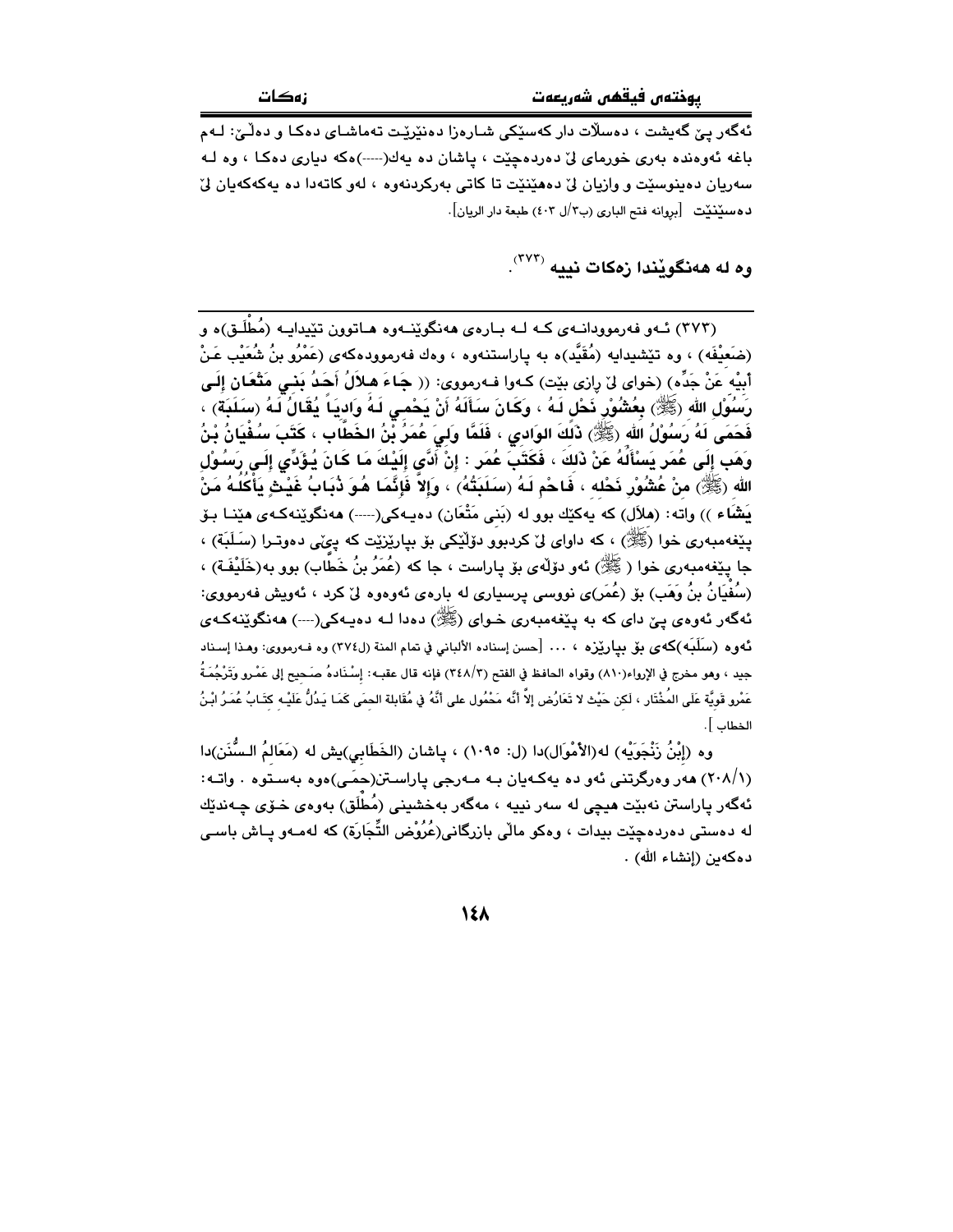ئەگەر پێ گەیشت ، دەسڵات دار کەسێکی شارەزا دەنێرێت تەماشای دەکا و دەڵێ: لەم باغە ئەوەندە بەری خورمای لێ دەردەچێت ، پاشان دە یەك(----)ەکە دیاری دەکا ، وە لە سەریان دەینوسێت و وازیان لێ دەهێنێت تا کاتی بەرکردنەوە ، لەو کاتەدا دە یەکەکەیان لێ دەسێنێت [بڕوانە فتح الباری (ب٣/ل ٤٠٣) طبعة دار الريان].

**وە لە هەنگوێندا زەکات نییە** [٣٧٣].

---

(٣٧٣) ئەو فەرموودانەی کە لە بارەی هەنگوێنەوە هاتوون تێیدایە (مُطْلَق)ە و (ضَعِيْفَه) ، وە تێشیدایە (مُقَيَّد)ە بە پاراستنەوە ، وەك فەرموودەکەی (عَمْرُو بنُ شُعَيْب عَنْ أبِيْهِ عَنْ جَدِّه) (خوای لێ ڕازی بێت) کەوا فەرمووی: (( **جَاءَ هِلاَلُ أحَدُ بَنِي مَتْعَان إلَى رَسُوْلِ الله (ﷺ) بِعُشُوْرِ نَحْلٍ لَهُ ، وَكَانَ سَألَهُ أنْ يَحْمِي لَهُ وَادِياً يُقَالُ لَهُ (سَلَبَة) ، فَحَمَى لَهُ رَسُوْلُ الله (ﷺ) ذَلِكَ الوَادِي ، فَلَمَّا وَلِيَ عُمَرُ بْنُ الخَطَّاب ، كَتَبَ سُفْيَانُ بْنُ وَهَب إلَى عُمَر يَسْألُهُ عَنْ ذَلِكَ ، فَكَتَبَ عُمَر : إنْ أدَّى إلَيْكَ مَا كَانَ يُؤَدِّي إلَى رَسُوْلِ الله (ﷺ) مِنْ عُشُوْرِ نَحْلِه ، فَاحْمِ لَهُ (سَلَبَتَهُ) ، وَإلاَّ فَإنَّمَا هُوَ ذُبَابُ غَيْثٍ يَأْكُلُهُ مَنْ يَشَاء** )) واتە: (هلال) کە یەکێك بوو لە (بَنِي مَتْعَان) دەیەکی(----) هەنگوێنەکەی هێنا بۆ پێغەمبەری خوا (ﷺ) ، کە داوای لێ کردبوو دۆڵێکی بۆ بپارێزێت کە پێی دەوترا (سَلَبَة) ، جا پێغەمبەری خوا (ﷺ) ئەو دۆڵەی بۆ پاراست ، جا کە (عُمَرُ بنُ خَطَّاب) بوو بە(خَلِيْفَة) ، (سُفْيَانُ بنُ وَهَب) بۆ (عُمَر)ی نووسی پرسیاری لە بارەی ئەوەوە لێ کرد ، ئەویش فەرمووی: ئەگەر ئەوەی پێ دای کە بە پێغەمبەری خوای (ﷺ) دەدا لە دەیەکی(----) هەنگوێنەکەی ئەوە (سَلَبَە)کەی بۆ بپارێزە ، ... [حسن إسناده الألباني في تمام المنة (ل٣٧٤) وە فەرمووی: وهذا إسناد جيد ، وهو مخرج في الإرواء(٨١٠) وقواه الحافظ في الفتح (٣٤٨/٣) فإنه قال عقبه: إسْنَادُهُ صَحِيح إلى عَمْرو وَتَرْجُمَةُ عَمْرو قَوِيَّة عَلَى المُخْتَار ، لكن حَيْث لا تَعَارُض إلاَّ أنَّه مَحْمُول على أنَّهُ في مُقابلة الحِمَى كَمَا يَدُلُّ عَلَيْه كتَاب عُمَرُ ابنُ الخطاب ].

وە (إبْنُ زَنْجَوَيْه) لە(الأمْوَال)دا (ل: ١٠٩٥) ، پاشان (الخَطَابِي)یش لە (مَعَالِمُ السُّنَن)دا (٢٠٨/١) هەر وەرگرتنی ئەو دە یەکەیان بە مەرجی پاراستن(حِمَى)ەوە بەستوە . واتە: ئەگەر پاراستن نەبێت هیچی لە سەر نییە ، مەگەر بەخشینی (مُطْلَق) بەوەی خۆی چەندێك لە دەستی دەردەچێت بیدات ، وەکو ماڵی بازرگانی(عُرُوْض التِّجَارَة) کە لەمەو پاش باسی دەکەین (إنشاء الله) .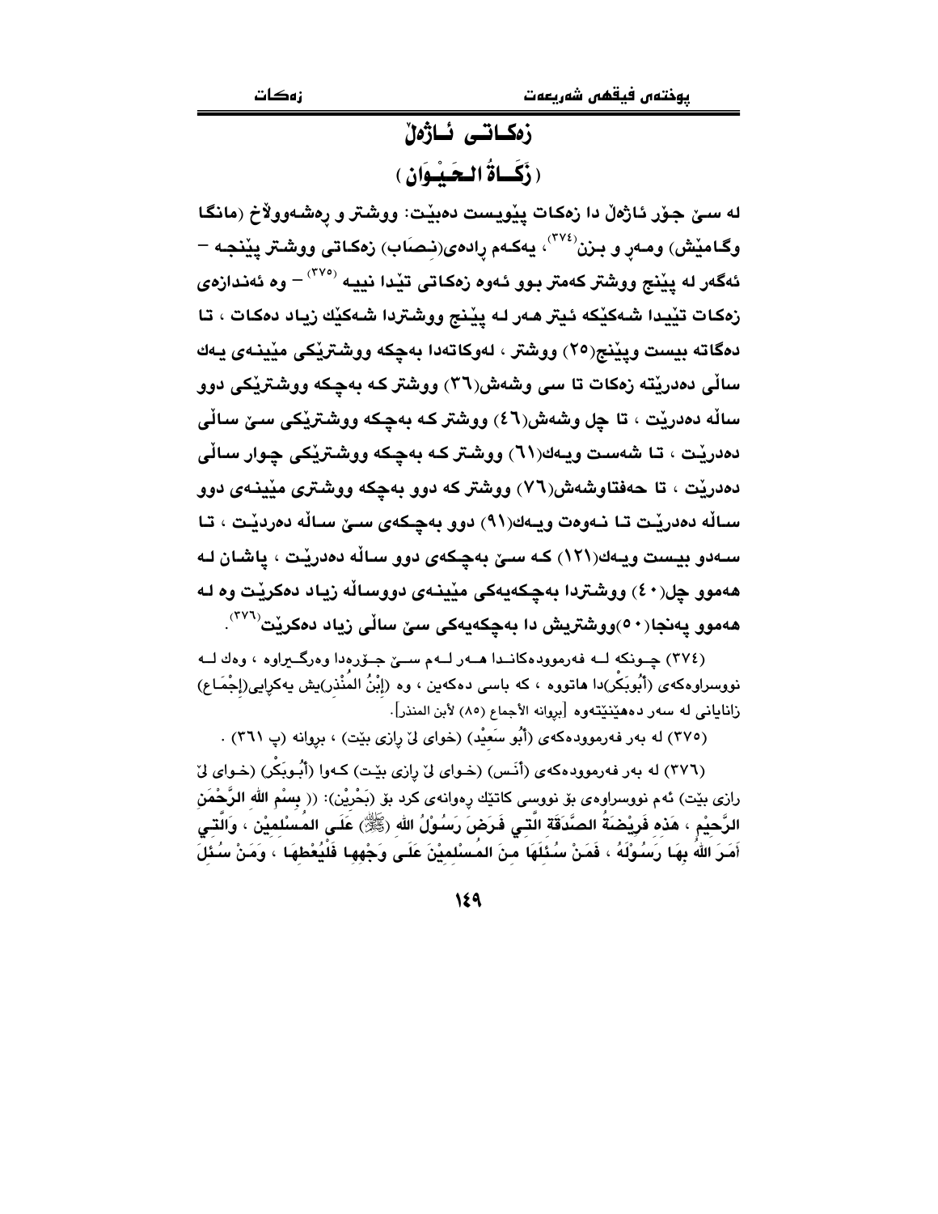## زەكـاتـی ئـاژەڵ

## ( زَكَـاةُ الـحَـيْـوَان )

له سێ جۆر ئاژەڵ دا زەكات پێویست دەبێت: ووشتر و رەشەووڵاخ (مانگا وگامێش) ومەڕ و بزن[٣٧٤]، یەكەم رادەی(نِصَاب) زەكاتی ووشتر پێنجە – ئەگەر لە پێنج ووشتر كەمتر بوو ئەوە زەكاتی تێدا نییە [٣٧٥] – وە ئەندازەی زەكات تێیدا شەكێكە ئیتر هەر لە پێنج ووشتردا شەكێك زیاد دەكات ، تا دەگاتە بیست وپێنج(٢٥) ووشتر ، لەوكاتەدا بەچكە ووشترێكی مێینەی یەك ساڵی دەدرێتە زەكات تا سی وشەش(٣٦) ووشتر كە بەچكە ووشترێكی دوو ساڵە دەدرێت ، تا چل وشەش(٤٦) ووشتر كە بەچكە ووشترێكی سێ ساڵی دەدرێت ، تا شەست ویەك(٦١) ووشتر كە بەچكە ووشترێكی چوار ساڵی دەدرێت ، تا حەفتاوشەش(٧٦) ووشتر كە دوو بەچكە ووشتری مێینەی دوو ساڵە دەدرێت تا نەوەت ویەك(٩١) دوو بەچكەی سێ ساڵە دەردێت ، تا سەدو بیست ویەك(١٢١) كە سێ بەچكەی دوو ساڵە دەدرێت ، پاشان لە هەموو چل(٤٠) ووشتردا بەچكەیەكی مێینەی دووساڵە زیاد دەكرێت وە لە هەموو پەنجا(٥٠)ووشتریش دا بەچكەیەكی سێ ساڵی زیاد دەكرێت[٣٧٦].

(٣٧٤) چونكە لە فەرموودەكاندا هەر لەم سێ جۆرەدا وەرگیراوە ، وەك لە نووسراوەكەی (أَبُوبَكْر)دا هاتووە ، كە باسی دەكەین ، وە (إِبْنُ المُنْذِر)یش یەكرایی(إِجْمَاع) زانایانی لە سەر دەهێنێتەوە [بروانە الأجماع (٨٥) لأبن المنذر].

(٣٧٥) لە بەر فەرموودەكەی (أَبُو سَعِيْد) (خوای لێ رازی بێت) ، بروانە (پ ٣٦١) .

(٣٧٦) لە بەر فەرموودەكەی (أَنَس) (خوای لێ رازی بێت) كەوا (أَبُوبَكْر) (خوای لێ رازی بێت) ئەم نووسراوەی بۆ نووسی كاتێك رەوانەی كرد بۆ (بَحْرَيْن): (( بِسْمِ اللهِ الرَّحْمَنِ الرَّحِيْمِ ، هَذِهِ فَرِيْضَةُ الصَّدَقَةِ الَّتِي فَرَضَ رَسُوْلُ اللهِ (ﷺ) عَلَى المُسْلِمِيْنَ ، وَالَّتِي أَمَرَ اللهُ بِهَا رَسُوْلَهُ ، فَمَنْ سُئِلَهَا مِنَ المُسْلِمِيْنَ عَلَى وَجْهِهَا فَلْيُعْطِهَا ، وَمَنْ سُئِلَ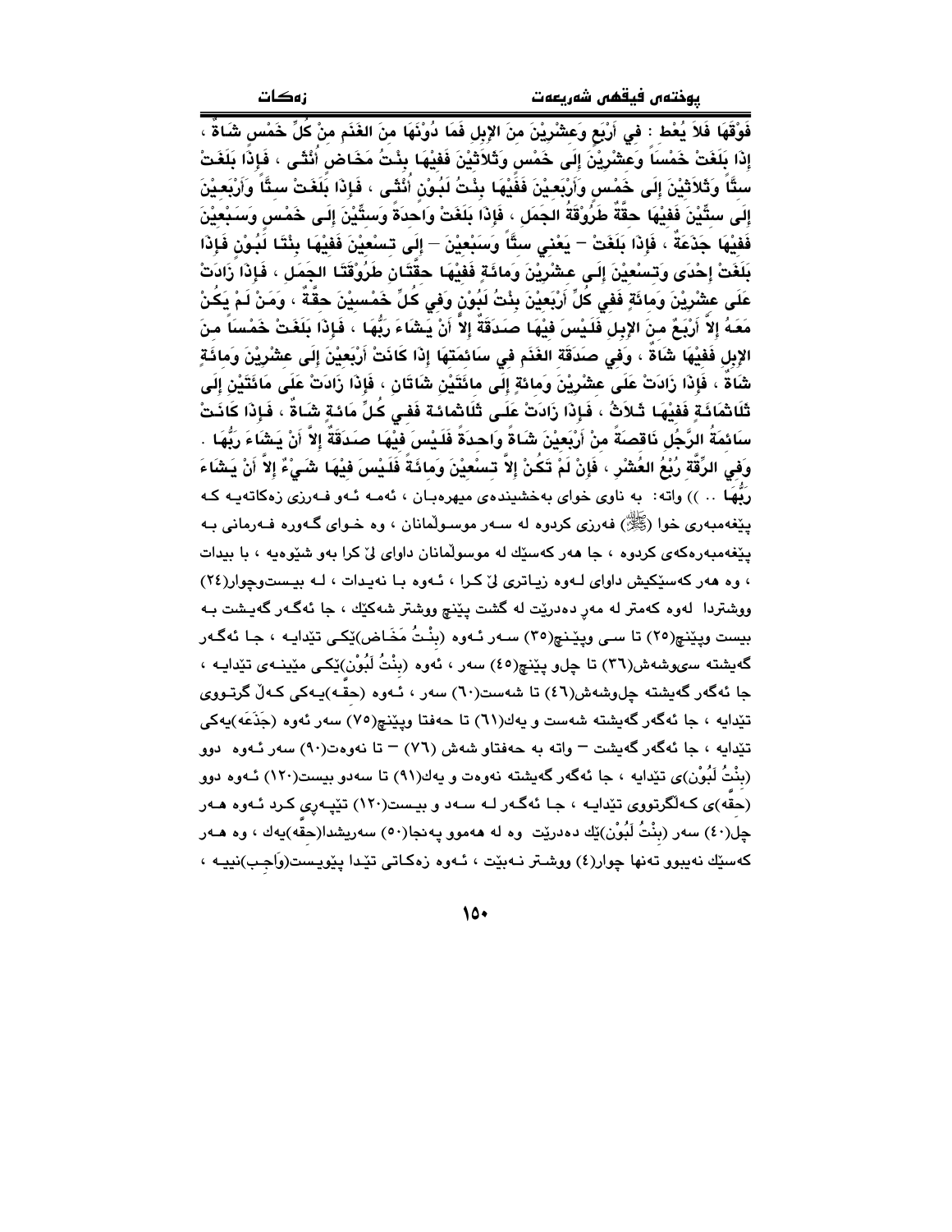فَوْقَهَا فَلاَ يُعْط : فِي أَرْبَعٍ وَعِشْرِيْنَ مِنَ الإِبِلِ فَمَا دُوْنَهَا مِنَ الغَنَمِ مِنْ كُلِّ خَمْسٍ شَاةٌ ، إِذَا بَلَغَتْ خَمْسَاً وَعِشْرِيْنَ إِلَى خَمْسٍ وثَلاَثِيْنَ فَفِيْهَا بِنْتُ مَخَاضٍ أُنْثَى ، فَإِذَا بَلَغَتْ سِتَّاً وَثَلاَثِيْنَ إِلَى خَمْسٍ وَأَرْبَعِيْنَ فَفِيْهَا بِنْتُ لَبُوْنٍ أُنْثَى ، فَإِذَا بَلَغَتْ سِتَّاً وَأَرْبَعِيْنَ إِلَى سِتِّيْنَ فَفِيْهَا حِقَّةٌ طَرُوْقَةُ الجَمَلِ ، فَإِذَا بَلَغَتْ وَاحِدَةً وَسِتِّيْنَ إِلَى خَمْسٍ وَسَبْعِيْنَ فَفِيْهَا جَذَعَةٌ ، فَإِذَا بَلَغَتْ – يَعْنِي سِتَّاً وَسَبْعِيْنَ – إِلَى تِسْعِيْنَ فَفِيْهَا بِنْتَا لَبُوْنٍ فَإِذَا بَلَغَتْ إِحْدَى وَتِسْعِيْنَ إِلَى عِشْرِيْنَ وَمِائَةٍ فَفِيْهَا حِقَّتَانِ طَرُوْقَتَا الجَمَلِ ، فَإِذَا زَادَتْ عَلَى عِشْرِيْنَ وَمِائَةٍ فَفِي كُلِّ أَرْبَعِيْنَ بِنْتُ لَبُوْنٍ وَفِي كُلِّ خَمْسِيْنَ حِقَّةٌ ، وَمَنْ لَمْ يَكُنْ مَعَهُ إِلاَّ أَرْبَعٌ مِنَ الإِبِلِ فَلَيْسَ فِيْهَا صَدَقَةٌ إِلاَّ أَنْ يَشَاءَ رَبُّهَا ، فَإِذَا بَلَغَتْ خَمْسَاً مِنَ الإِبِلِ فَفِيْهَا شَاةٌ ، وَفِي صَدَقَةِ الغَنَمِ فِي سَائِمَتِهَا إِذَا كَانَتْ أَرْبَعِيْنَ إِلَى عِشْرِيْنَ وَمِائَةٍ شَاةٌ ، فَإِذَا زَادَتْ عَلَى عِشْرِيْنَ وَمِائَةٍ إِلَى مِائَتَيْنِ شَاتَانِ ، فَإِذَا زَادَتْ عَلَى مِائَتَيْنِ إِلَى ثَلاَثِمَائَةٍ فَفِيْهَا ثَلاَثٌ ، فَإِذَا زَادَتْ عَلَى ثَلاَثِمائَةٍ فَفِي كُلِّ مِائَةٍ شَاةٌ ، فَإِذَا كَانَتْ سَائِمَةُ الرَّجُلِ نَاقِصَةً مِنْ أَرْبَعِيْنَ شَاةً وَاحِدَةً فَلَيْسَ فِيْهَا صَدَقَةٌ إِلاَّ أَنْ يَشَاءَ رَبُّهَا . وَفِي الرِّقَّةِ رُبُعُ العُشْرِ ، فَإِنْ لَمْ تَكُنْ إِلاَّ تِسْعِيْنَ وَمِائَةً فَلَيْسَ فِيْهَا شَيْءٌ إِلاَّ أَنْ يَشَاءَ رَبُّهَا .. )) واته: بە ناوی خوای بەخشیندەی میهرەبان ، ئەمە ئەو فەرزی زەکاتەیە کە پێغەمبەری خوا (ﷺ) فەرزی کردوە لە سەر موسوڵمانان ، وە خوای گەورە فەرمانی بە پێغەمبەرەکەی کردوە ، جا هەر کەسێك لە موسوڵمانان داوای لێ کرا بەو شێوەیە ، با بیدات ، وە هەر کەسێکیش داوای لەوە زیاتری لێ کرا ، ئەوە با نەیدات ، لە بیست‌وچوار(٢٤) ووشتردا لەوە کەمتر لە مەڕ دەدرێت لە گشت پێنج ووشتر شەکێك ، جا ئەگەر گەیشت بە بیست وپێنج(٢٥) تا سی وپێنج(٣٥) سەر ئەوە (بِنْتُ مَخَاض)ێکی تێدایە ، جا ئەگەر گەیشتە سی‌وشەش(٣٦) تا چل و پێنج(٤٥) سەر ، ئەوە (بِنْتُ لَبُوْن)ێکی مێینەی تێدایە ، جا ئەگەر گەیشتە چل‌وشەش(٤٦) تا شەست(٦٠) سەر ، ئەوە (حِقَّە)یەکی کەڵ گرتووی تێدایە ، جا ئەگەر گەیشتە شەست و یەك(٦١) تا حەفتا وپێنج(٧٥) سەر ئەوە (جَذَعَە)یەکی تێدایە ، جا ئەگەر گەیشت – واتە بە حەفتاو شەش (٧٦) – تا نەوەت(٩٠) سەر ئەوە دوو (بِنْتُ لَبُوْن)ی تێدایە ، جا ئەگەر گەیشتە نەوەت و یەك(٩١) تا سەدو بیست(١٢٠) ئەوە دوو (حِقَّە)ی کەڵگرتووی تێدایە ، جا ئەگەر لە سەد و بیست(١٢٠) تێپەڕی کرد ئەوە هەر چل(٤٠) سەر (بِنْتُ لَبُوْن)ێك دەدرێت وە لە هەموو پەنجا(٥٠) سەریشدا(حِقَّە)یەك ، وە هەر کەسێك نەیبوو تەنها چوار(٤) ووشتر نەبێت ، ئەوە زەکاتی تێدا پێویست(وَاجِب)نییە ،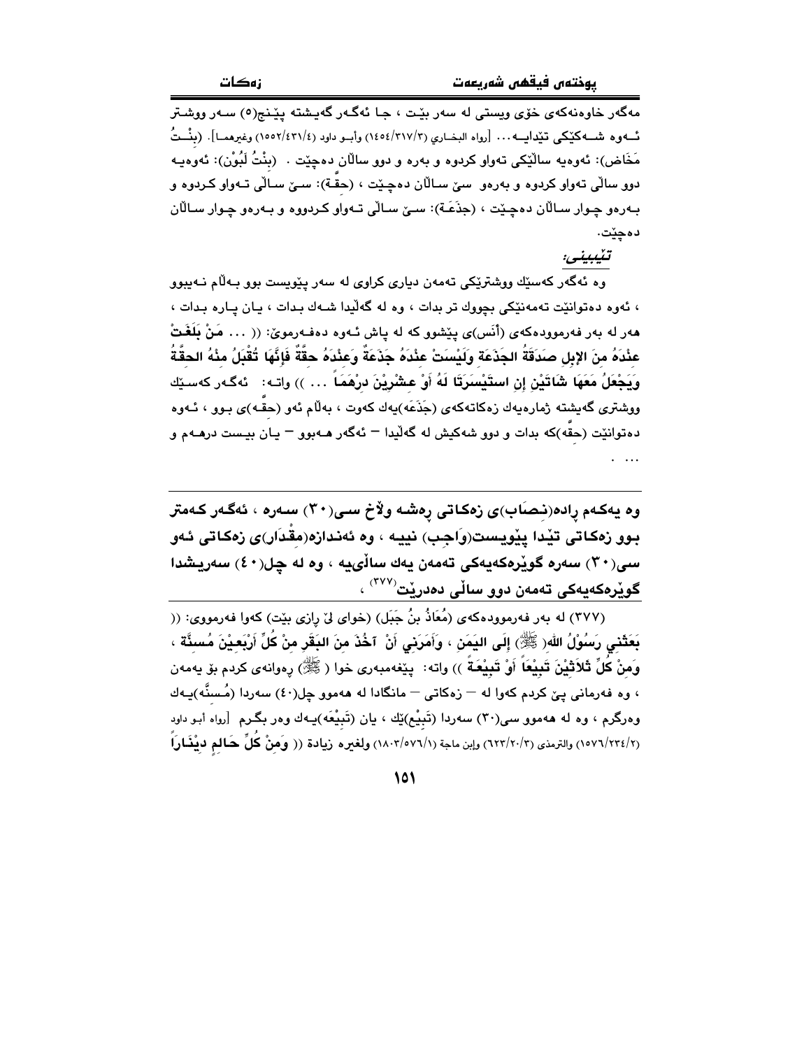مەگەر خاوەنەکەی خۆی ویستی لە سەر بێت ، جا ئەگەر گەیشتە پێنج(٥) سەر ووشتر ئەوە شەکێکی تێدایە... [رواه البخاري (١٤٥٤/٣١٧/٣) وأبو داود (١٥٥٢/٤٣١/٤) وغيرهما]. (بِنْتُ مَخَاض): ئەوەیە ساڵێکی تەواو کردوە و بەرە و دوو ساڵان دەچێت . (بِنْتُ لَبُوْن): ئەوەیە دوو ساڵی تەواو کردوە و بەرەو سێ ساڵان دەچێت ، (حِقَّة): سێ ساڵی تەواو کردوە و بەرەو چوار ساڵان دەچێت ، (جذَعَة): سێ ساڵی تەواو کردووە و بەرەو چوار ساڵان دەچێت.

*تێبینی:*

وە ئەگەر کەسێك ووشترێکی تەمەن دیاری کراوی لە سەر پێویست بوو بەڵام نەیبوو ، ئەوە دەتوانێت تەمەنێکی بچووك تر بدات ، وە لە گەڵیدا شەك بدات ، یان پارە بدات ، هەر لە بەر فەرموودەکەی (أنَس)ی پێشوو کە لە پاش ئەوە دەفەرموێ: (( ... **مَنْ بَلَغَتْ عِنْدَهُ مِنَ الإِبِلِ صَدَقَةُ الجَذَعَةِ وَلَيْسَتْ عِنْدَهُ جَذَعَةٌ وَعِنْدَهُ حِقَّةٌ فَإِنَّهَا تُقْبَلُ مِنْهُ الحِقَّةُ وَيَجْعَلُ مَعَهَا شَاتَيْنِ إِنِ اسْتَيْسَرَتَا لَهُ أَوْ عِشْرِيْنَ دِرْهَمَاً** ... )) واتە: ئەگەر کەسێك ووشتری گەیشتە ژمارەیەك زەکاتەکەی (جَذَعَه)یەك کەوت ، بەڵام ئەو (حِقَّه)ی بوو ، ئەوە دەتوانێت (حِقَّه)کە بدات و دوو شەکیش لە گەڵیدا – ئەگەر هەبوو – یان بیست درهەم و ...

---

**وە یەکەم رادە(نِصَاب)ی زەکاتی رەشە وڵاخ سی(٣٠) سەرە ، ئەگەر کەمتر بوو زەکاتی تێدا پێویست(وَاجِب) نییە ، وە ئەندازە(مِقْدَار)ی زەکاتی ئەو سی(٣٠) سەرە گوێرەکەیەکی تەمەن یەك ساڵییە ، وە لە چل(٤٠) سەریشدا گوێرەکەیەکی تەمەن دوو ساڵی دەدرێت[(٣٧٧)] ،**

(٣٧٧) لە بەر فەرموودەکەی (مُعَاذُ بنُ جَبَل) (خوای لێ رازی بێت) کەوا فەرمووی: (( **بَعَثَنِي رَسُوْلُ اللهِ( ﷺ) إِلَى اليَمَنِ ، وَأَمَرَنِي أَنْ آخُذَ مِنَ البَقَرِ مِنْ كُلِّ أَرْبَعِيْنَ مُسِنَّةً ، وَمِنْ كُلِّ ثَلاَثِيْنَ تَبِيْعَاً أَوْ تَبِيْعَةً** )) واتە: پێغەمبەری خوا ( ﷺ) رەوانەی کردم بۆ یەمەن ، وە فەرمانی پێ کردم کەوا لە – زەکاتی – مانگادا لە هەموو چل(٤٠) سەردا (مُسِنَّه)یەك وەرگرم ، وە لە هەموو سی(٣٠) سەردا (تَبِيْع)ێك ، یان (تَبِيْعَه)یەك وەر بگرم [رواه أبو داود (١٥٧٦/٢٣٤/٢) والترمذي (٦٢٣/٢٠/٣) وإبن ماجة (١٨٠٣/٥٧٦/١) ولغيره زيادة (( **وَمِنْ كُلِّ حَالِمٍ دِيْنَارَاً**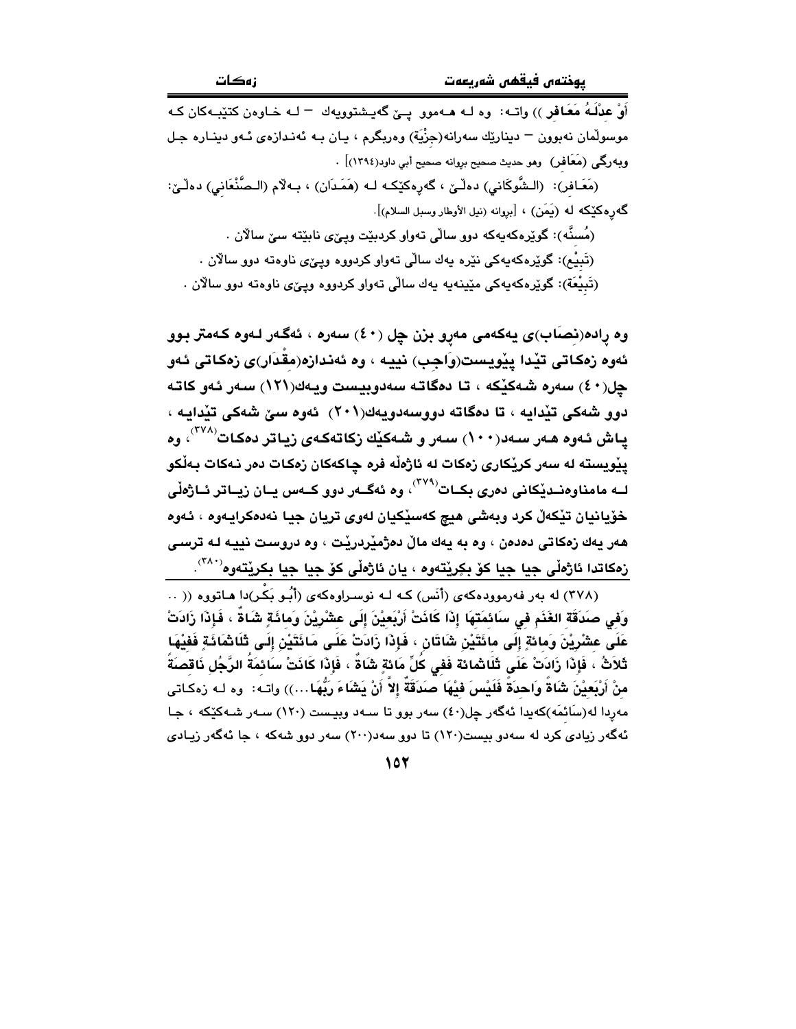أَوْ عِدْلَهُ مَعَافِر )) واته: وه له هه‌موو پێ گه‌یشتوویه‌ك – له خاوه‌ن كتێبه‌كان كه موسوڵمان نه‌بوون – دینارێك سه‌رانه‌(جِزْيَة) وه‌ربگرم ، یان به ئه‌ندازه‌ی ئه‌و دیناره جل وبه‌رگی (مَعَافِر) وهو حديث صحيح صحيح بروانه صحيح أبي داود(١٣٩٤)] .

(مَعَافِر): (الشَّوكاني) ده‌ڵێ ، گه‌ره‌كێكه له (هَمَدَان) ، به‌ڵام (الصَّنْعَاني) ده‌ڵێ: گه‌ره‌كێكه له (يَمَن) ، [بروانه (نيل الأوطار وسبل السلام)].

(مُسِنَّه): گوێره‌كه‌یه‌كه دوو ساڵی ته‌واو كردبێت وپێی نابێته سێ ساڵان .

(تَبِيْع): گوێره‌كه‌یه‌كی نێره یه‌ك ساڵی ته‌واو كردووه وپێی ناوه‌ته دوو ساڵان .

(تَبِيْعَة): گوێره‌كه‌یه‌كی مێینه‌یه یه‌ك ساڵی ته‌واو كردووه وپێی ناوه‌ته دوو ساڵان .

**وه ڕاده‌(نِصَاب)ی یه‌كه‌می مه‌ڕو بزن چل (٤٠) سه‌ره ، ئه‌گه‌ر له‌وه كه‌متر بوو ئه‌وه زه‌كاتی تێدا پێویست(وَاجِب) نییه ، وه ئه‌ندازه‌(مِقْدَار)ی زه‌كاتی ئه‌و چل(٤٠) سه‌ره شه‌كێكه ، تا ده‌گاته سه‌دوبیست ویه‌ك(١٢١) سه‌ر ئه‌و كاته دوو شه‌كی تێدایه ، تا ده‌گاته دووسه‌دویه‌ك(٢٠١) ئه‌وه سێ شه‌كی تێدایه ، پاش ئه‌وه هه‌ر سه‌د(١٠٠) سه‌ر و شه‌كێك زكاته‌كه‌ی زیاتر ده‌كات[٣٧٨]، وه پێویسته له سه‌ر كرێكاری زه‌كات له ئاژه‌ڵ فره چاكه‌كان زه‌كات ده‌ر نه‌كات به‌ڵكو له مامناوه‌ندێكانی ده‌ری بكات[٣٧٩]، وه ئه‌گه‌ر دوو كه‌س یان زیاتر ئاژه‌ڵی خۆیانیان تێكه‌ڵ كرد وبه‌شی هیچ كه‌سێكیان له‌وی تریان جیا نه‌ده‌كرایه‌وه ، ئه‌وه هه‌ر یه‌ك زه‌كاتی ده‌ده‌ن ، وه به یه‌ك ماڵ ده‌ژمێردرێت ، وه دروست نییه له ترسی زه‌كاتدا ئاژه‌ڵی جیا جیا كۆ بكرێته‌وه ، یان ئاژه‌ڵی كۆ جیا جیا بكرێته‌وه[٣٨٠].**

(٣٧٨) له به‌ر فه‌رمووده‌كه‌ی (أَنَس) كه له نوسراوه‌كه‌ی (أَبُو بَكْر)دا هاتووه (( .. **وَفِي صَدَقَةِ الغَنَمِ فِي سَائِمَتِهَا إِذَا كَانَتْ أَرْبَعِيْنَ إِلَى عِشْرِيْنَ وَمَائَةٍ شَاةٌ ، فَإِذَا زَادَتْ عَلَى عِشْرِيْنَ وَمائةٍ إِلَى مائَتَيْنِ شَاتَانِ ، فَإِذَا زَادَتْ عَلَى مَائَتَيْنِ إِلَى ثَلَاثْمَائَةٍ فَفِيْهَا ثَلَاثٌ ، فَإِذَا زَادَتْ عَلَى ثَلَاثمائة فَفِي كُلِّ مَائةٍ شَاةٌ ، فَإِذَا كَانَتْ سَائِمَةُ الرَّجُلِ نَاقِصَةً مِنْ أَرْبَعِيْنَ شَاةً وَاحِدَةً فَلَيْسَ فِيْهَا صَدَقَةٌ إِلاَّ أَنْ يَشَاءَ رَبُّهَا...**)) واته: وه له زه‌كاتی مه‌ڕدا له‌(سَائِمَه)كه‌یدا ئه‌گه‌ر چل(٤٠) سه‌ر بوو تا سه‌د وبیست (١٢٠) سه‌ر شه‌كێكه ، جا ئه‌گه‌ر زیادی كرد له سه‌دو بیست(١٢٠) تا دوو سه‌د(٢٠٠) سه‌ر دوو شه‌كه ، جا ئه‌گه‌ر زیادی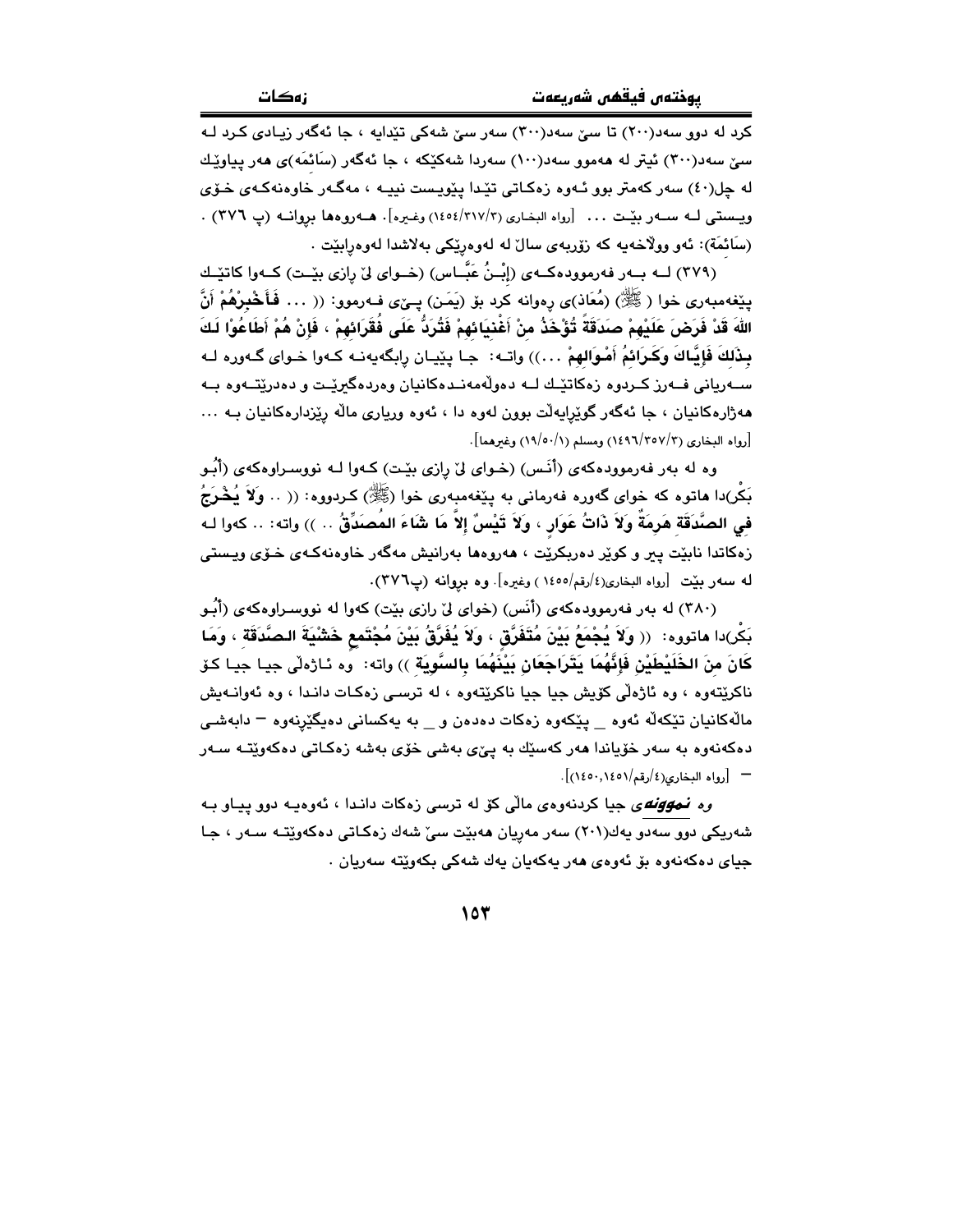کرد له دوو سەد(٢٠٠) تا سێ سەد(٣٠٠) سەر سێ شەکی تێدایە ، جا ئەگەر زیادی کرد لە سێ سەد(٣٠٠) ئیتر لە هەموو سەد(١٠٠) سەردا شەکێکە ، جا ئەگەر (سَائِمَه)ی هەر پیاوێك لە چل(٤٠) سەر کەمتر بوو ئەوە زەکاتی تێدا پێویست نییە ، مەگەر خاوەنەکەی خۆی ویستی لە سەر بێت ... [رواه البخاري (٣/٣١٧/١٤٥٤) وغيره]. هەروەها بڕوانە (پ ٣٧٦) .

(سَائِمَة): ئەو وڵاخەیە کە زۆربەی ساڵ لە لەوەڕێکی بەلاشدا لەوەڕابێت .

(٣٧٩) لە بەر فەرموودەکەی (إِبْنُ عَبَّاس) (خوای لێ ڕازی بێت) کەوا کاتێك پێغەمبەری خوا (ﷺ) (مُعَاذ)ی ڕەوانە کرد بۆ (یَمَن) پێی فەرموو: (( ... **فَأَخْبِرْهُمْ أَنَّ اللهَ قَدْ فَرَضَ عَلَيْهِمْ صَدَقَةً تُؤْخَذُ مِنْ أَغْنِيَائِهِمْ فَتُرَدُّ عَلَى فُقَرَائِهِمْ ، فَإِنْ هُمْ أَطَاعُوْا لَكَ بِذَلِكَ فَإِيَّاكَ وَكَرَائِمُ أَمْوَالِهِمْ** ...)) واتە: جا پێیان ڕابگەیەنە کەوا خوای گەورە لە سەریانی فەرز کردوە زەکاتێك لە دەوڵەمەندەکانیان وەردەگیرێت و دەدرێتەوە بە هەژارەکانیان ، جا ئەگەر گوێڕایەڵت بوون لەوە دا ، ئەوە وریای ماڵە ڕێزدارەکانیان بە ... [رواه البخاري (٣/٣٥٧/١٤٩٦) ومسلم (١/٥٠/١٩) وغيرهما].

وە لە بەر فەرموودەکەی (أَنَس) (خوای لێ ڕازی بێت) کەوا لە نووسراوەکەی (أَبُو بَكْر)دا هاتوە کە خوای گەورە فەرمانی بە پێغەمبەری خوا (ﷺ) کردووە: (( .. **وَلاَ يُخْرَجُ فِي الصَّدَقَةِ هَرِمَةٌ وَلاَ ذَاتُ عَوَارٍ ، وَلاَ تَيْسٌ إِلاَّ مَا شَاءَ الْمُصَدِّقُ** .. )) واتە: .. کەوا لە زەکاتدا نابێت پیر و کوێر دەربکرێت ، هەروەها بەرانیش مەگەر خاوەنەکەی خۆی ویستی لە سەر بێت [رواه البخاري(٤/رقم/١٤٥٥ ) وغيره]. وە بڕوانە (پ٣٧٦).

(٣٨٠) لە بەر فەرموودەکەی (أَنَس) (خوای لێ ڕازی بێت) کەوا لە نووسراوەکەی (أَبُو بَكْر)دا هاتووە: (( **وَلاَ يُجْمَعُ بَيْنَ مُتَفَرِّقٍ ، وَلاَ يُفَرَّقُ بَيْنَ مُجْتَمِعٍ خَشْيَةَ الصَّدَقَةِ ، وَمَا كَانَ مِنَ الْخَلِيْطَيْنِ فَإِنَّهُمَا يَتَرَاجَعَانِ بَيْنَهُمَا بِالسَّوِيَةِ** )) واتە: وە ئاژەڵی جیا جیا کۆ ناکرێتەوە ، وە ئاژەڵی کۆیش جیا جیا ناکرێتەوە ، لە ترسی زەکات داندا ، وە ئەوانەیش ماڵەکانیان تێکەڵە ئەوە _ پێکەوە زەکات دەدەن و _ بە یەکسانی دەیگێڕنەوە – دابەشی دەکەنەوە بە سەر خۆیاندا هەر کەسێك بە پێی بەشی خۆی بەشە زەکاتی دەکەوێتە سەر – [رواه البخاري(٤/رقم/١٤٥٠,١٤٥١)].

وە ***نموونە***ی جیا کردنەوەی ماڵی کۆ لە ترسی زەکات داندا ، ئەوەیە دوو پیاو بە شەریکی دوو سەدو یەك(٢٠١) سەر مەڕیان هەبێت سێ شەك زەکاتی دەکەوێتە سەر ، جا جیای دەکەنەوە بۆ ئەوەی هەر یەکەیان یەك شەکی بکەوێتە سەریان .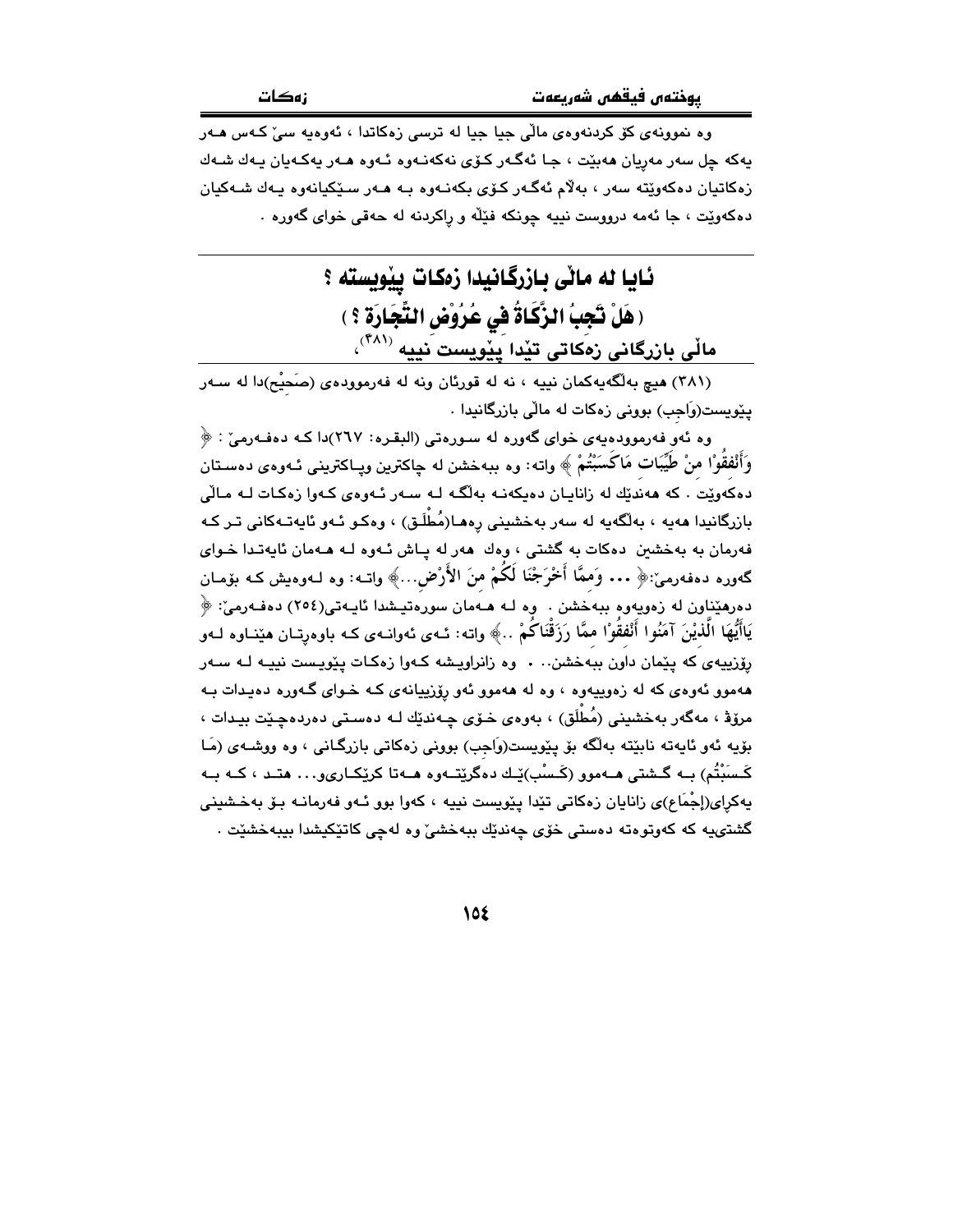وە نموونەی کۆ کردنەوەیماڵی جیا جیا لە ترسی زەکاتدا ، ئەوەیە سێ کەس هەر یەکە چل سەر مەڕیان هەبێت ، جا ئەگەر کۆی نەکەنەوە ئەوە هەر یەکەیان یەك شەك زەکاتیان دەکەوێتە سەر ، بەڵام ئەگەر کۆی بکەنەوە بە هەر سێکیانەوە یەك شەکیان دەکەوێت ، جا ئەمە دروست نییە چونکە فێڵە و ڕاکردنە لە حەقی خوای گەورە .

## ئایا لە ماڵی بازرگانیدا زەکات پێویستە ؟
## ( هَلْ تَجِبُ الزَّكَاةُ فِي عُرُوْضِ التِّجَارَةِ ؟ )
## ماڵی بازرگانی زەکاتی تێدا پێویست نییە [٣٨١]،

(٣٨١) هیچ بەڵگەیەکمان نییە ، نە لە قورئان وە لە فەرموودەی (صَحِيْح)دا لە سەر پێویست(وَاجِب) بوونی زەکات لە ماڵی بازرگانیدا .

وە ئەو فەرموودەیەی خوای گەورە لە سورەتی (البقرە: ٢٦٧)دا کە دەفەرمێ : ﴿ وَأَنْفِقُوْا مِنْ طَيِّبَاتِ مَاكَسَبْتُمْ ﴾ واتە: وە ببەخشن لە چاکترین وپاکترینی ئەوەی دەستان دەکەوێت . کە هەندێك لە زانایان دەیکەنە بەڵگە لە سەر ئەوەی کەوا زەکات لە ماڵی بازرگانیدا هەیە ، بەڵگەیە لە سەر بەخشینی ڕەها(مُطْلَق) ، وەکو ئەو ئایەتەکانی تر کە فەرمان بە بەخشین دەکات بە گشتی ، وەك هەر لە پاش ئەوە لە هەمان ئایەتدا خوای گەورە دەفەرمێ:﴿ ... وَمِمَّا أَخْرَجْنَا لَكُمْ مِنَ الأَرْضِ...﴾ واتە: وە لەوەیش کە بۆمان دەرهێناون لە زەوییەوە ببەخشن . وە لە هەمان سورەتیشدا ئایەتی(٢٥٤) دەفەرمێ: ﴿ يَاأَيُّهَا الَّذِيْنَ آمَنُوا أَنْفِقُوْا مِمَّا رَزَقْنَاكُمْ ..﴾ واتە: ئەی ئەوانەی کە باوەڕتان هێناوە لەو ڕۆزییەی کە پێمان داون ببەخشن.. . وە زانراویشە کەوا زەکات پێویست نییە لە سەر هەموو ئەوەی کە لە زەوییەوە ، وە لە هەموو ئەو ڕۆزییانەی کە خوای گەورە دەیدات بە مرۆڤ ، مەگەر بەخشینی (مُطْلَق) ، بەوەی خۆی چەندێك لە دەستی دەردەچێت بیدات ، بۆیە ئەو ئایەتە نابێتە بەڵگە بۆ پێویست(وَاجِب) بوونی زەکاتی بازرگانی ، وە ووشەی (مَا كَسَبْتُم) بە گشتی هەموو (كَسْب)ێك دەگرێتەوە هەتا کرێکاریو... هتد ، کە بە یەکڕای(إِجْمَاع)ی زانایان زەکاتی تێدا پێویست نییە ، کەوا بوو ئەو فەرمانە بۆ بەخشینی گشتییە کە کەوتوەتە دەستی خۆی چەندێك ببەخشێ وە لەچی کاتێکیشدا ببەخشێت .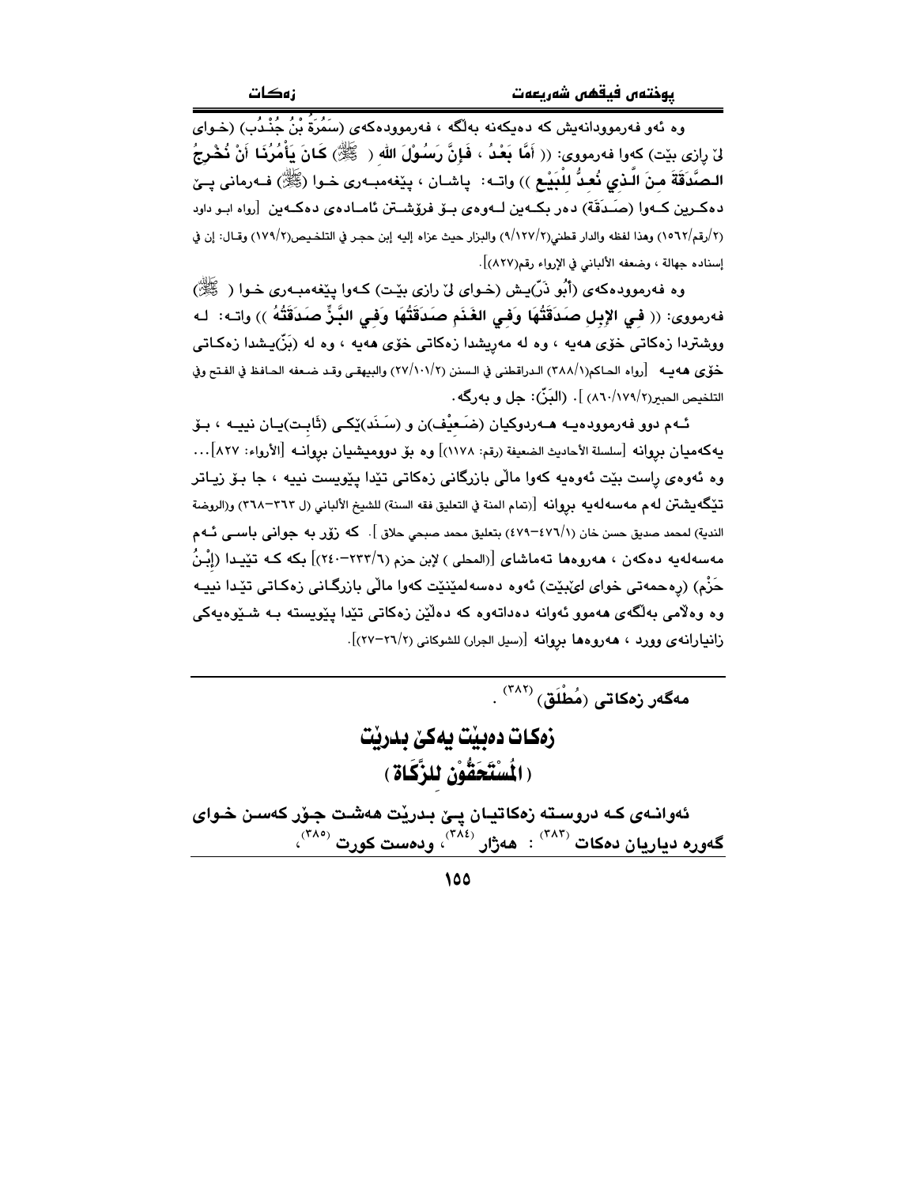وه ئەو فەرموودانەیش كە دەیكەنە بەڵگە ، فەرموودەكەی (سَمُرَةُ بْنُ جُنْدُب) (خـوای لێ ڕازی بێت) كەوا فەرمووی: (( أَمَّا بَعْدُ ، فَإِنَّ رَسُوْلَ اللهِ ( ﷺ) كَانَ يَأْمُرُنَا أَنْ نُخْرِجُ الصَّدَقَةَ مِنَ الَّذِي نُعِدُّ لِلْبَيْعِ )) واتـە: پاشـان ، پێغەمبـەری خـوا (ﷺ) فـەرمانی پـێ دەكـردین كـەوا (صَـدَقَة) دەر بكـەین لـەوەی بـۆ فرۆشـتن ئامـادەی دەكـەین [رواه ابـو داود (٢/رقم/١٥٦٢) وهذا لفظه والدار قطني(٢/١٢٧/٩) والبزار حيث عزاه إليه إبن حجـر في التلخـيص(٢/١٧٩) وقـال: إن في إسناده جهالة ، وضعفه الألباني في الإرواء رقم(٨٢٧)].

وه فەرموودەكەی (أَبُو ذَرٍّ)یـش (خـوای لێ ڕازی بێـت) كـەوا پێغەمبـەری خـوا ( ﷺ) فەرمووی: (( فِي الإِبِلِ صَدَقَتُهَا وَفِي الغَنَمِ صَدَقَتُهَا وَفِي البَزِّ صَدَقَتُهُ )) واتـە: لـە ووشتردا زەكاتی خۆی هەیە ، وە لە مەڕیشدا زەكاتی خۆی هەیە ، وە لە (بَزّ)یـشدا زەكـاتی خۆی هەیـە [رواه الحـاكم(١/٣٨٨) الـدراقطني في الـسنن (٢/١٠١/٢٧) والبيهقـي وقـد ضـعفه الحـافظ في الفـتح وفي التلخيص الحبير(٢/١٧٩/٨٦٠) ]. (البَزّ): جل و بەرگە.

ئـەم دوو فەرموودەیـە هـەردوكیان (ضَـعِيْف)ن و (سَـنَد)ێكـی (ثَابِـت)یـان نییـە ، بـۆ یەكەمیان بڕوانە [سلسلة الأحاديث الضعيفة (رقم: ١١٧٨)] وە بۆ دووەمیشیان بڕوانـە [الأرواء: ٨٢٧]... وە ئەوەی ڕاست بێت ئەوەیە كەوا ماڵی بازرگانی زەكاتی تێدا پێویست نییە ، جا بـۆ زیـاتر تێگەیشتن لەم مەسەلەیە بڕوانە [(تمام المنة في التعليق فقه السنة) للشيخ الألباني (ل ٣٦٣-٣٦٨) و(الروضة الندية) لمحمد صديق حسن خان (١/٤٧٦-٤٧٩) بتعليق محمد صبحي حلاق ]. كە زۆر بە جوانی باسـی ئـەم مەسەلەیە دەكەن ، هەروەها تەماشای [(المحلى ) لإبن حزم (٦/٢٣٣-٢٤٠)] بكە كـە تێیـدا (إِبْـنُ حَزْم) (ڕەحمەتی خوای لێبێت) ئەوە دەسەلمێنێت كەوا ماڵی بازرگـانی زەكـاتی تێدا نییـە وە وەڵامی بەڵگەی هەموو ئەوانە دەداتەوە كە دەڵێن زەكاتی تێدا پێویستە بـە شـێوەیەكی زانیارانەی وورد ، هەروەها بڕوانە [(سيل الجرار) للشوكاني (٢/٢٦-٢٧)].

---

مەگەر زەكاتی (مُطْلَق) [٣٨٢] .

## زەكات دەبێت یەكێ بدرێت
## ( المُسْتَحَقُّوْن للزَّكَاة )

**ئەوانـەی كـە دروسـتە زەكاتیـان پـێ بـدرێت هەشـت جـۆر كەسـن خـوای گەورە دیاریان دەكات [٣٨٣] : هەژار [٣٨٤]، ودەست كورت [٣٨٥]،**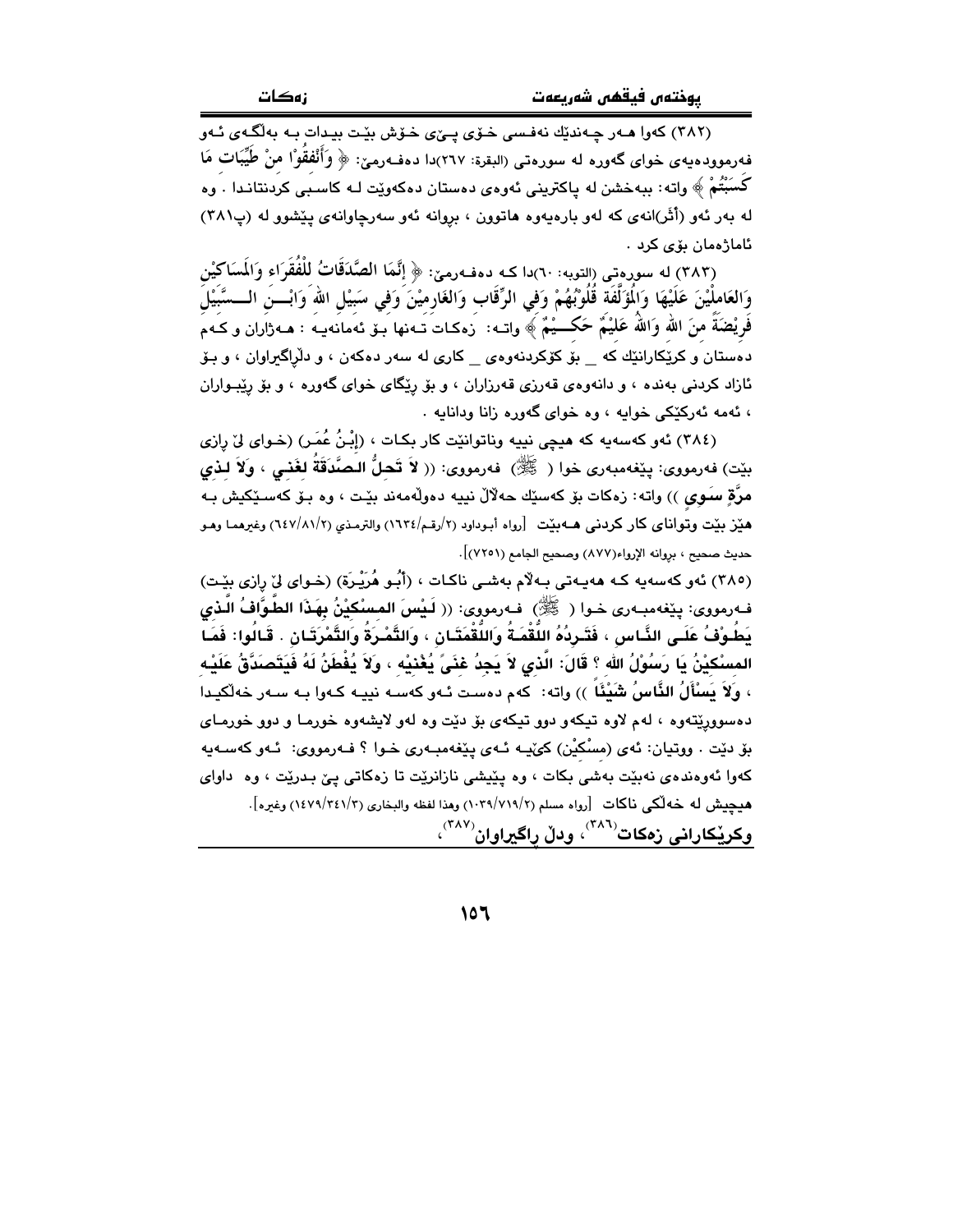(٣٨٢) کەوا هەر چەندێك نەفسی خۆی پێی خۆش بێت بیدات بە بەڵگەی ئەو فەرموودەیەی خوای گەورە لە سورەتی (البقرة: ٢٦٧)دا دەفەرمێ: ﴿ وَأَنْفِقُوْا مِنْ طَيِّبَاتِ مَا كَسَبْتُمْ ﴾ واتە: ببەخشن لە پاکترینی ئەوەی دەستتان دەکەوێت لە کاسبی کردنتاندا . وە لە بەر ئەو (أثر)انەی کە لەو بارەیەوە هاتوون ، بروانە ئەو سەرچاوانەی پێشوو لە (پ٣٨١) ئاماژەمان بۆی کرد .

(٣٨٣) لە سورەتی (التوبه: ٦٠)دا کە دەفەرمێ: ﴿ إِنَّمَا الصَّدَقَاتُ لِلْفُقَرَاءِ وَالْمَسَاكِيْنِ وَالعَامِلِيْنَ عَلَيْهَا وَالْمُؤَلَّفَةِ قُلُوْبُهُمْ وَفِي الرِّقَابِ وَالغَارِمِيْنَ وَفِي سَبِيْلِ اللهِ وَابْنِ السَّبِيْلِ فَرِيْضَةً مِنَ اللهِ وَاللهُ عَلِيْمٌ حَكِيْمٌ ﴾ واتە: زەکات تەنها بۆ ئەمانەیە : هەژاران و کەم دەستان و کرێکارانێك کە _ بۆ کۆکردنەوەی _ کاری لە سەر دەکەن ، و دڵراگیراوان ، و بۆ ئازاد کردنی بەندە ، و دانەوەی قەرزی قەرزاران ، و بۆ ڕێگای خوای گەورە ، و بۆ ڕێبواران ، ئەمە ئەرکێکی خوایە ، وە خوای گەورە زانا ودانایە .

(٣٨٤) ئەو کەسەیە کە هیچی نییە وناتوانێت کار بکات ، (إِبْنُ عُمَر) (خوای لێ ڕازی بێت) فەرمووی: پێغەمبەری خوا ( ﷺ ) فەرمووی: (( **لاَ تَحِلُّ الصَّدَقَةُ لِغَنِي ، وَلاَ لِذِي مِرَّةٍ سَوِي** )) واتە: زەکات بۆ کەسێك حەڵاڵ نییە دەوڵەمەند بێت ، وە بۆ کەسێکیش بە هێز بێت وتوانای کار کردنی هەبێت [رواه أبوداود (٢/رقم/١٦٣٤) والترمذي (٢/٨١/٦٤٧) وغيرهما وهو حديث صحيح ، بروانە الإرواء(٨٧٧) وصحيح الجامع (٧٢٥١)].

(٣٨٥) ئەو کەسەیە کە هەیەتی بەڵام بەشی ناکات ، (أَبُو هُرَيْرَة) (خوای لێ ڕازی بێت) فەرمووی: پێغەمبەری خوا ( ﷺ ) فەرمووی: (( **لَيْسَ المِسْكِيْنُ بِهَذَا الطَّوَّافُ الَّذِي يَطُوْفُ عَلَى النَّاسِ ، فَتَرِدُهُ اللُّقْمَةُ وَاللُّقْمَتَانِ ، وَالتَّمْرَةُ وَالتَّمْرَتَانِ . قَالُوا: فَمَا المِسْكِيْنُ يَا رَسُوْلُ اللهِ ؟ قَالَ: الَّذِي لاَ يَجِدُ غِنَىً يُغْنِيْهِ ، وَلاَ يُفْطَنُ لَهُ فَيَتَصَدَّقُ عَلَيْهِ ، وَلاَ يَسْأَلُ النَّاسُ شَيْئَاً** )) واتە: کەم دەست ئەو کەسە نییە کەوا بە سەر خەڵکیدا دەسوورێتەوە ، لەم لاوە تیکەو دوو تیکەی بۆ دێت وە لەو لایشەوە خورما و دوو خورمای بۆ دێت . ووتیان: ئەی (مسْكِيْن) کێیە ئەی پێغەمبەری خوا ؟ فەرمووی: ئەو کەسەیە کەوا ئەوەندەی نەبێت بەشی بکات ، وە پێیشی نازانرێت تا زەکاتی پێ بدرێت ، وە داوای هیچیش لە خەڵکی ناکات [رواه مسلم (٢/٧١٩/١٠٣٩) وهذا لفظه والبخاري (٣/٣٤١/١٤٧٩) وغيره].

**وکرێکارانی زەکات**[٣٨٦] ، **ودڵ ڕاگیراوان**[٣٨٧] ،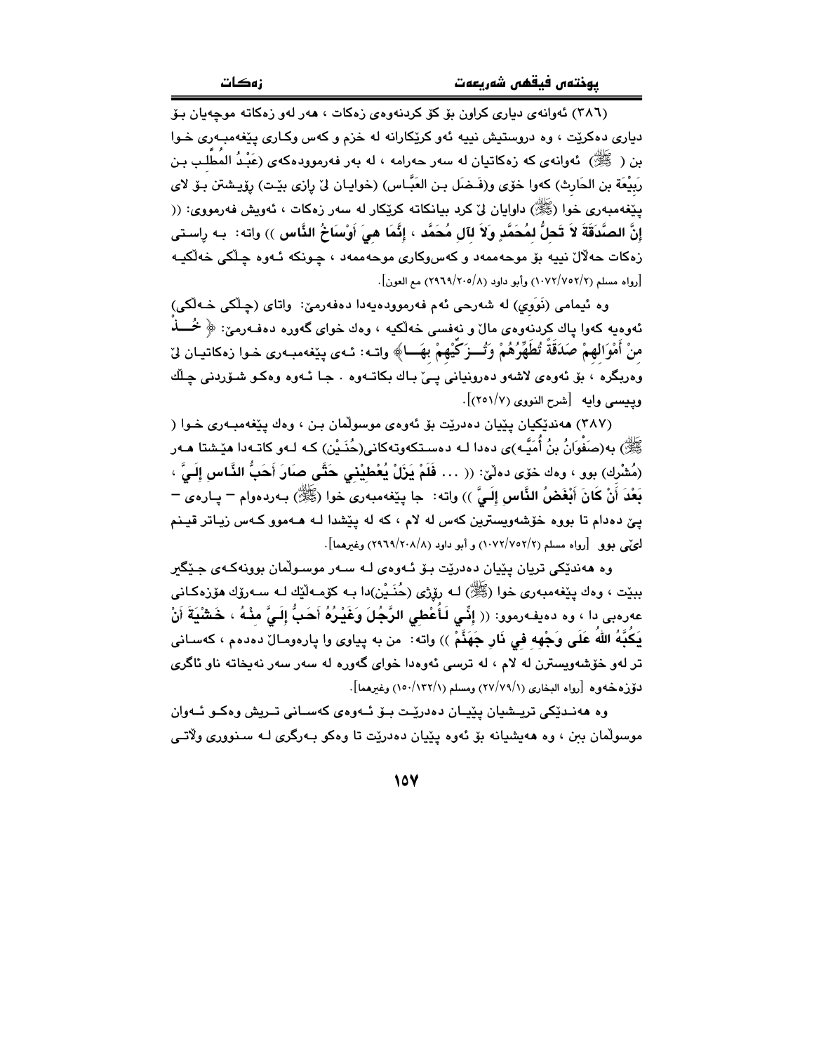(٣٨٦) ئەوانەی دیاری کراون بۆ کۆ کردنەوەی زەکات ، هەر لەو زەکاتە موچەیان بۆ دیاری دەکرێت ، وە دروستیش نییە ئەو کرێکارانە لە خزم و کەس وکاری پێغەمبەری خوا بن ( ﷺ) ئەوانەی کە زەکاتیان لە سەر حەرامە ، لە بەر فەرموودەکەی (عَبْدُ المُطَّلب بن رَبِيْعَة بن الحَارِث) کەوا خۆی و(فَضل بن العَبَّاس) (خوایان لێ ڕازی بێت) ڕۆیشتن بۆ لای پێغەمبەری خوا (ﷺ) داوایان لێ کرد بیانکاتە کرێکار لە سەر زەکات ، ئەویش فەرمووی: (( **إنَّ الصَّدَقَةَ لاَ تَحِلُّ لِمُحَمَّدٍ وَلاَ لآلِ مُحَمَّد ، إنَّمَا هِيَ أوْسَاخُ النَّاس** )) واتە: بە ڕاستی زەکات حەڵاڵ نییە بۆ موحەممەد و کەس‌وکاری موحەممەد ، چونکە ئەوە چڵکی خەڵکیە [رواه مسلم (١٠٧٢/٧٥٢/٢) وأبو داود (٢٩٦٩/٢٠٥/٨) مع العون].

وە ئیمامی (نَوَوِي) لە شەرحی ئەم فەرموودەیەدا دەفەرمێ: واتای (چڵکی خەڵکی) ئەوەیە کەوا پاک کردنەوەی ماڵ و نەفسی خەڵکیە ، وەک خوای گەورە دەفەرمێ: ﴿ **خُـذْ مِنْ أَمْوَالِهِمْ صَدَقَةً تُطَهِّرُهُمْ وَتُزَكِّيْهِمْ بِهَا** ﴾ واتە: ئەی پێغەمبەری خوا زەکاتیان لێ وەربگرە ، بۆ ئەوەی لاشەو دەروونیانی پێ پاک بکاتەوە . جا ئەوە وەکو شۆردنی چڵک وپیسی وایە [شرح النووي (٢٥١/٧)].

(٣٨٧) هەندێکیان پێیان دەدرێت بۆ ئەوەی موسوڵمان بن ، وەک پێغەمبەری خوا ( ﷺ) بە(صَفْوَانُ بنُ أُمَيَّة)ی دەدا لە دەستکەوتەکانی(حُنَيْن) کە لەو کاتەدا هێشتا هەر (مُشْرِك) بوو ، وەک خۆی دەڵێ: (( ... **فَلَمْ يَزَلْ يُعْطِيْنِي حَتَّى صَارَ أَحَبُّ النَّاسِ إلَيَّ ، بَعْدَ أَنْ كَانَ أَبْغَضُ النَّاسِ إلَيَّ** )) واتە: جا پێغەمبەری خوا (ﷺ) بەردەوام – پارەی – پێ دەدام تا بووە خۆشەویسترین کەس لە لام ، کە لە پێشدا لە هەموو کەس زیاتر قینم لێی بوو [رواه مسلم (١٠٧٢/٧٥٢/٢) و أبو داود (٢٩٦٩/٢٠٨/٨) وغيرهما].

وە هەندێکی تریان پێیان دەدرێت بۆ ئەوەی لە سەر موسوڵمان بوونەکەی جێگیر ببێت ، وەک پێغەمبەری خوا (ﷺ) لە ڕۆژی (حُنَيْن)دا بە کۆمەڵێك لە سەرۆك هۆزەکانی عەرەبی دا ، وە دەیفەرموو: (( **إنِّي لَأُعْطِي الرَّجُلَ وَغَيْرُهُ أَحَبُّ إلَيَّ مِنْهُ ، خَشْيَةَ أَنْ يَكُبَّهُ اللهُ عَلَى وَجْهِهِ فِي نَارِ جَهَنَّمْ** )) واتە: من بە پیاوی وا پارەوماڵ دەدەم ، کەسانی تر لەو خۆشەویسترن لە لام ، لە ترسی ئەوەدا خوای گەورە لە سەر سەر نەیخاتە ناو ئاگری دۆزەخەوە [رواه البخاري (٢٧/٧٩/١) ومسلم (١٥٠/١٣٢/١) وغيرهما].

وە هەندێکی تریشیان پێیان دەدرێت بۆ ئەوەی کەسانی تریش وەکو ئەوان موسوڵمان بن ، وە هەیشیانە بۆ ئەوە پێیان دەدرێت تا وەکو بەرگری لە سنووری وڵاتی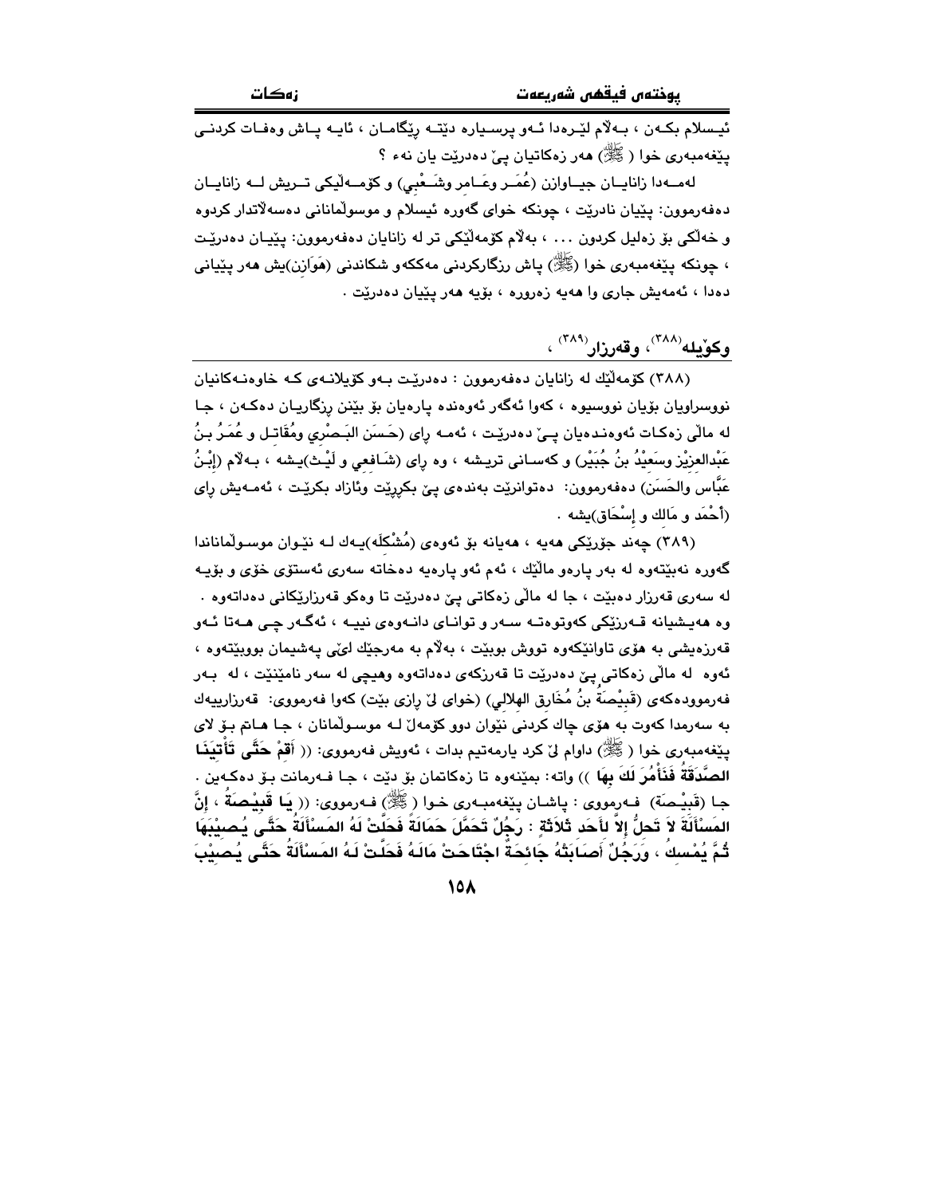ئیسلام بکەن ، بەڵام لێرەدا ئەو پرسیارە دێتە ڕێگامان ، ئایە پاش وەفات کردنی پێغەمبەری خوا ( ﷺ ) هەر زەکاتیان پێ دەدرێت یان نەء ؟

لەمەدا زانایان جیاوازن (عُمَر وعَامِر وشَعْبِي) و کۆمەڵێکی تریش لە زانایان دەفەرموون: پێیان نادرێت ، چونکە خوای گەورە ئیسلام و موسوڵمانانی دەسەڵاتدار کردوە و خەڵکی بۆ زەلیل کردون ... ، بەڵام کۆمەڵێکی تر لە زانایان دەفەرموون: پێیان دەدرێت ، چونکە پێغەمبەری خوا (ﷺ) پاش ڕزگارکردنی مەککەو شکاندنی (هَوَازِن)یش هەر پێیانی دەدا ، ئەمەیش جاری وا هەیە زەرورە ، بۆیە هەر پێیان دەدرێت .

## وکۆیلە[388]، وقەرزار[389] ،

(٣٨٨) کۆمەڵێك لە زانایان دەفەرموون : دەدرێت بەو کۆیلانەی کە خاوەنەکانیان نووسراویان بۆیان نووسیوە ، کەوا ئەگەر ئەوەندە پارەیان بۆ بێنن ڕزگاریان دەکەن ، جا لە ماڵی زەکات ئەوەندەیان پێ دەدرێت ، ئەمە ڕای (حَسَن البَصْرِي ومُقَاتِل و عُمَرُ بنُ عَبْدالعزیْز وسَعِیْدُ بنُ جُبَیْر) و کەسانی تریشە ، وە ڕای (شَافعي و لَیْث)یشە ، بەڵام (إبْنُ عَبَّاس والحَسَن) دەفەرموون: دەتوانرێت بەندەی پێ بکڕرێت وئازاد بکرێت ، ئەمەیش ڕای (أحْمَد و مَالِك و إسْحَاق)یشە .

(٣٨٩) چەند جۆرێکی هەیە ، هەیانە بۆ ئەوەی (مُشْکلَه)یەك لە نێوان موسوڵمانانا گەورە نەبێتەوە لە بەر پارەو ماڵێك ، ئەم ئەو پارەیە دەخاتە سەری ئەستۆی خۆی و بۆیە لە سەری قەرزار دەبێت ، جا لە ماڵی زەکاتی پێ دەدرێت تا وەکو قەرزارێکانی دەداتەوە .

وە هەیشیانە قەرزێکی کەوتوەتە سەر و توانای دانەوەی نییە ، ئەگەر چی هەتا ئەو قەرزەیشی بە هۆی تاوانێکەوە تووش بوبێت ، بەڵام بە مەرجێك لێی پەشیمان بووبێتەوە ، ئەوە لە ماڵی زەکاتی پێ دەدرێت تا قەرزەکەی دەداتەوە وهیچی لە سەر نامێنێت ، لە بەر فەرموودەکەی (قَبِیْصَةُ بنُ مُخَارِق الهِلاَلي) (خوای لێ ڕازی بێت) کەوا فەرمووی: قەرزارییەك بە سەرمدا کەوت بە هۆی چاك کردنی نێوان دوو کۆمەڵ لە موسوڵمانان ، جا هاتم بۆ لای پێغەمبەری خوا ( ﷺ ) داوام لێ کرد یارمەتیم بدات ، ئەویش فەرمووی: (( **أَقِمْ حَتَّى تَأْتِيَنَا الصَّدَقَةُ فَنَأْمُرَ لَكَ بِهَا** )) واتە: بمێنەوە تا زەکاتمان بۆ دێت ، جا فەرمانت بۆ دەکەین . جا (قَبِیْصَة) فەرمووی : پاشان پێغەمبەری خوا ( ﷺ ) فەرمووی: (( **يَا قَبِيْصَةُ ، إِنَّ المَسْأَلَةَ لاَ تَحِلُّ إِلاَّ لأَحَدِ ثَلاَثَةٍ : رَجُلٌ تَحَمَّلَ حَمَالَةً فَحَلَّتْ لَهُ المَسْأَلَةُ حَتَّى يُصِيْبَهَا ثُمَّ يُمْسِكُ ، وَرَجُلٌ أَصَابَتْهُ جَائِحَةٌ اجْتَاحَتْ مَالَهُ فَحَلَّتْ لَهُ المَسْأَلَةُ حَتَّى يُصِيْبَ**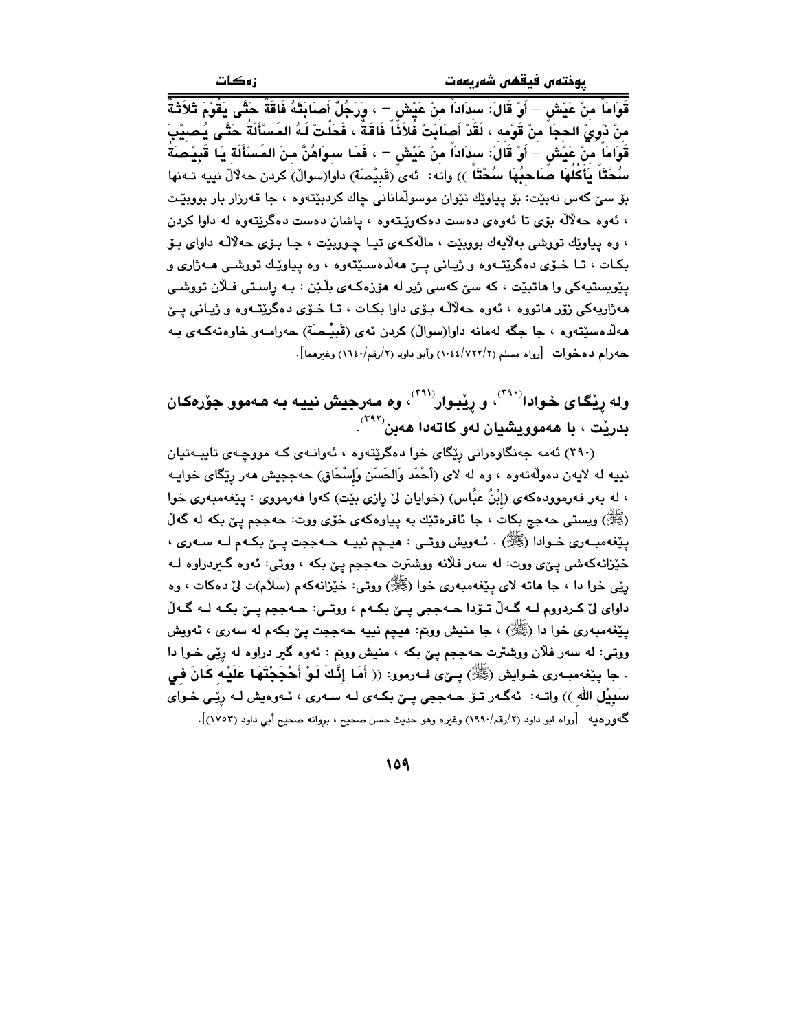قَوَاماً مِنْ عَيْشٍ – أَوْ قَالَ: سِدَاداً مِنْ عَيْشٍ – ، وَرَجُلٌ أَصَابَتْهُ فَاقَةٌ حَتَّى يَقُوْمَ ثَلاثَةٌ مِنْ ذَوِيْ الحِجَا مِنْ قَوْمِهِ ، لَقَدْ أَصَابَتْ فُلاَنًا فَاقَةٌ ، فَحَلَّتْ لَهُ المَسْأَلَةُ حَتَّى يُصِيْبَ قَوَاماً مِنْ عَيْشٍ – أَوْ قَالَ: سِدَاداً مِنْ عَيْشٍ – ، فَمَا سِوَاهُنَّ مِنَ المَسْأَلَةِ يَا قَبِيْصَةُ سُحْتاً يَأْكُلُهَا صَاحِبُهَا سُحْتاً )) واته: ئەی (قَبِيْصَة) داوا(سواڵ) کردن حەڵاڵ نییە تەنها بۆ سێ کەس نەبێت: بۆ پیاوێك نێوان موسوڵمانانی چاك کردبێتەوە ، جا قەرزار بار بووبێت ، ئەوە حەڵاڵە بۆی تا ئەوەی دەست دەکەوێتەوە ، پاشان دەست دەگرێتەوە لە داوا کردن ، وە پیاوێك تووشی بەڵایەك بووبێت ، ماڵەکەی تیا چووبێت ، جا بۆی حەڵاڵە داوای بۆ بکات ، تا خۆی دەگرێتەوە و ژیانی پێ هەڵدەسێتەوە ، وە پیاوێك تووشی هەژاری و پێویستیەکی وا هاتبێت ، کە سێ کەسی ژیر لە هۆزەکەی بڵێن : بە ڕاستی فلان تووشی هەژاریەکی زۆر هاتووە ، ئەوە حەڵاڵە بۆی داوا بکات ، تا خۆی دەگرێتەوە و ژیانی پێ هەڵدەسێتەوە ، جا جگە لەمانە داوا(سواڵ) کردن ئەی (قَبِيْصَة) حەرامەو خاوەنەکەی بە حەرام دەخوات [رواه مسلم (٢/٧٢٢/١٠٤٤) وأبو داود (٢/رقم/١٦٤٠) وغيرهما].

## وله ڕێگای خوادا[٣٩٠]، و ڕێبوار[٣٩١]، وە مەرجیش نییە بە هەموو جۆرەکان بدرێت ، با هەموویشیان لەو کاتەدا هەبن[٣٩٢].

(٣٩٠) ئەمە جەنگاوەرانی ڕێگای خوا دەگرێتەوە ، ئەوانەی کە مووچەی تایبەتیان نییە لە لایەن دەوڵەتەوە ، وە لە لای (أَحْمَد وَالحَسَن وَإِسْحَاق) حەججیش هەر ڕێگای خوایە ، لە بەر فەرموودەکەی (إِبْنُ عَبَّاس) (خوایان لێ ڕازی بێت) کەوا فەرمووی : پێغەمبەری خوا (ﷺ) ویستی حەجج بکات ، جا ئافرەتێك بە پیاوەکەی خۆی ووت: حەججم پێ بکە لە گەڵ پێغەمبەری خوادا (ﷺ) . ئەویش ووتی : هیچم نییە حەججت پێ بکەم لە سەری ، خێزانەکەشی پێی ووت: لە سەر فلانە ووشترت حەججم پێ بکە ، ووتی: ئەوە گیردراوە لە ڕێی خوا دا ، جا هاتە لای پێغەمبەری خوا (ﷺ) ووتی: خێزانەکەم (سَلاَم)ت لێ دەکات ، وە داوای لێ کردووم لە گەڵ تۆدا حەججی پێ بکەم ، ووتی: حەججم پێ بکە لە گەڵ پێغەمبەری خوا دا (ﷺ) ، جا منیش ووتم: هیچم نییە حەججت پێ بکەم لە سەری ، ئەویش ووتی: لە سەر فلان ووشترت حەججم پێ بکە ، منیش ووتم : ئەوە گیر دراوە لە ڕێی خوا دا . جا پێغەمبەری خوایش (ﷺ) پێی فەرموو: (( **أَمَا إِنَّكَ لَوْ أَحْجَجْتَهَا عَلَيْهِ كَانَ فِي سَبِيْلِ الله** )) واتە: ئەگەر تۆ حەججی پێ بکەی لە سەری ، ئەوەیش لە ڕێی خوای گەورەیە [رواه ابو داود (٢/رقم/١٩٩٠) وغيره وهو حديث حسن صحيح ، بروانە صحيح أبي داود (١٧٥٣)].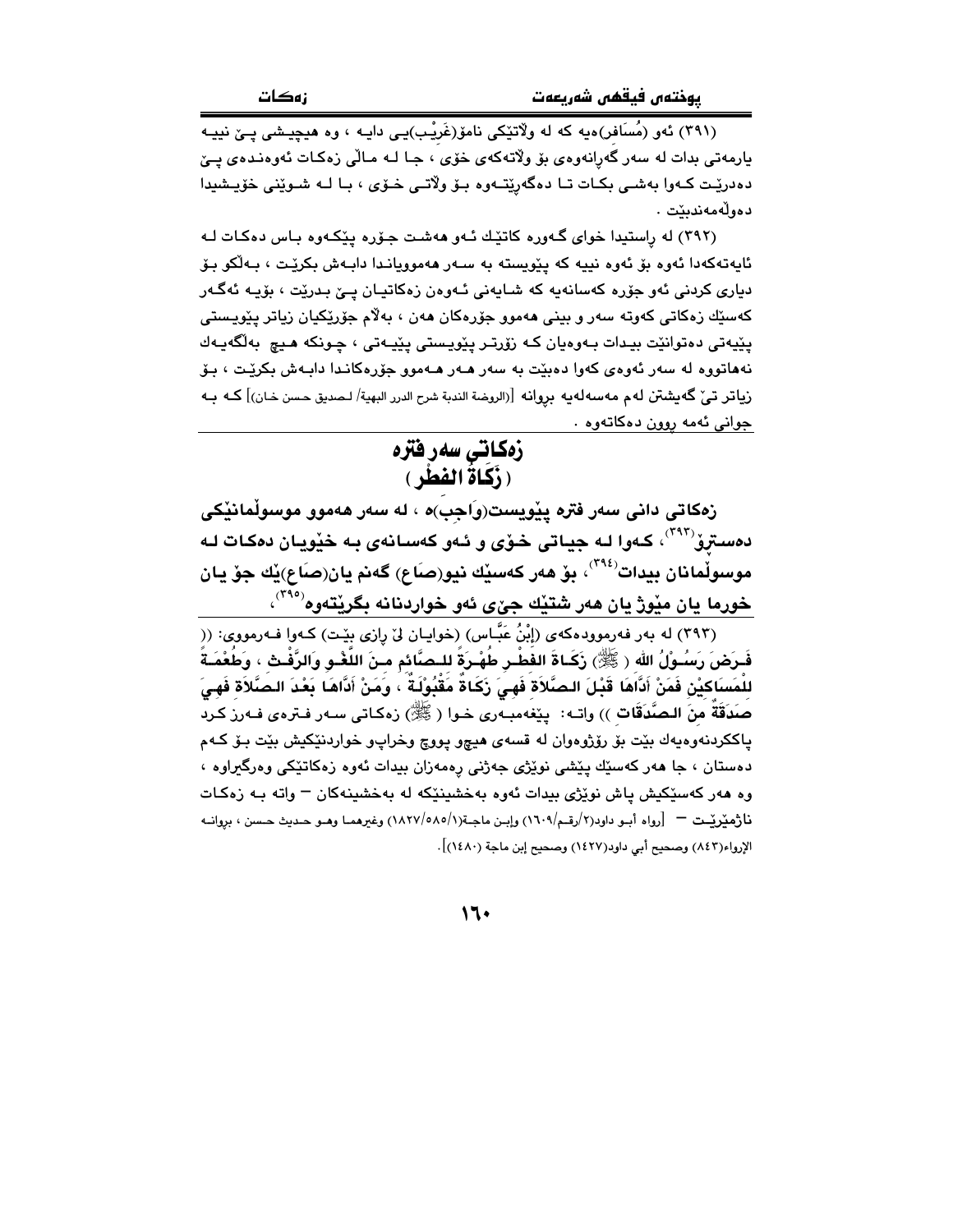(٣٩١) ئەو (مُسَافر)ەیە کە لە وڵاتێکی نامۆ(غَرِيْب)یی دایە ، وە هیچیشی پێ نییە پارەتی بدات لە سەر گەڕانەوەی بۆ وڵاتەکەی خۆی ، جا لە ماڵی زەکات ئەوەندەی پێ دەدرێت کەوا بەشی بکات تا دەگەڕێتەوە بۆ وڵاتی خۆی ، با لە شوێنی خۆیشیدا دەوڵەمەندبێت .

(٣٩٢) لە ڕاستیدا خوای گەورە کاتێك ئەو هەشت جۆرە پێکەوە باس دەکات لە ئایەتەکەدا ئەوە بۆ ئەوە نییە کە پێویستە بە سەر هەموویاندا دابەش بکرێت ، بەڵکو بۆ دیاری کردنی ئەو جۆرە کەسانەیە کە شایەنی ئەوەن زەکاتیان پێ بدرێت ، بۆیە ئەگەر کەسێك زەکاتی کەوتە سەر و بینی هەموو جۆرەکان هەن ، بەڵام جۆرێکیان زیاتر پێویستی پێیەتی دەتوانێت بیدات بەوەیان کە زۆرتر پێویستی پێیەتی ، چونکە هیچ بەڵگەیەك نەهاتووە لە سەر ئەوەی کەوا دەبێت بە سەر هەر هەموو جۆرەکاندا دابەش بکرێت ، بۆ زیاتر تێ گەیشتن لەم مەسەلەیە بڕوانە [(الروضة الندية شرح الدرر البهية/ لصديق حسن خان)] کە بە جوانی ئەمە ڕوون دەکاتەوە .

## زەکاتی سەر فترە
## ( زَكَاةُ الفطْر )

**زەکاتی دانی سەر فترە پێویست(وَاجِب)ە ، لە سەر هەموو موسوڵمانێکی دەسترۆ[٣٩٣] ، کەوا لە جیاتی خۆی و ئەو کەسانەی بە خێویان دەکات لە موسوڵمانان بیدات[٣٩٤] ، بۆ هەر کەسێك نیو(صَاع) گەنم یان(صَاع)ێك جۆ یان خورما یان مێوژ یان هەر شتێك جێی ئەو خواردنانە بگرێتەوە[٣٩٥] ،**

(٣٩٣) لە بەر فەرموودەکەی (إِبْنُ عَبَّاس) (خوایان لێ ڕازی بێت) کەوا فەرمووی: (( فَرَضَ رَسُوْلُ الله ( ﷺ) زَكَاةَ الفطْر طُهْرَةً للصَّائم منَ اللَّغْو وَالرَّفْث ، وَطُعْمَةً للْمَسَاكيْن فَمَنْ أَدَّاهَا قَبْلَ الصَّلاَة فَهيَ زَكَاةٌ مَقْبُوْلَةٌ ، وَمَنْ أَدَّاهَا بَعْدَ الصَّلاَة فَهيَ صَدَقَةٌ منَ الصَّدَقَات )) واتە: پێغەمبەری خوا ( ﷺ) زەکاتی سەر فترەی فەرز کرد پاککردنەوەیەك بێت بۆ ڕۆژووەوان لە قسەی هیچو پووچ وخراپو خواردنێکیش بێت بۆ کەم دەستان ، جا هەر کەسێك پێشی نوێژی جەژنی ڕەمەزان بیدات ئەوە زەکاتێکی وەرگیراوە ، وە هەر کەسێکیش پاش نوێژی بیدات ئەوە بەخشینێکە لە بەخشینەکان – واتە بە زەکات ناژمێرێت – [رواه أبو داود(٢/رقم/١٦٠٩) وإبن ماجة(١/٥٨٥/١٨٢٧) وغيرهما وهو حديث حسن ، بروانە الإرواء(٨٤٣) وصحيح أبي داود(١٤٢٧) وصحيح إبن ماجة (١٤٨٠)].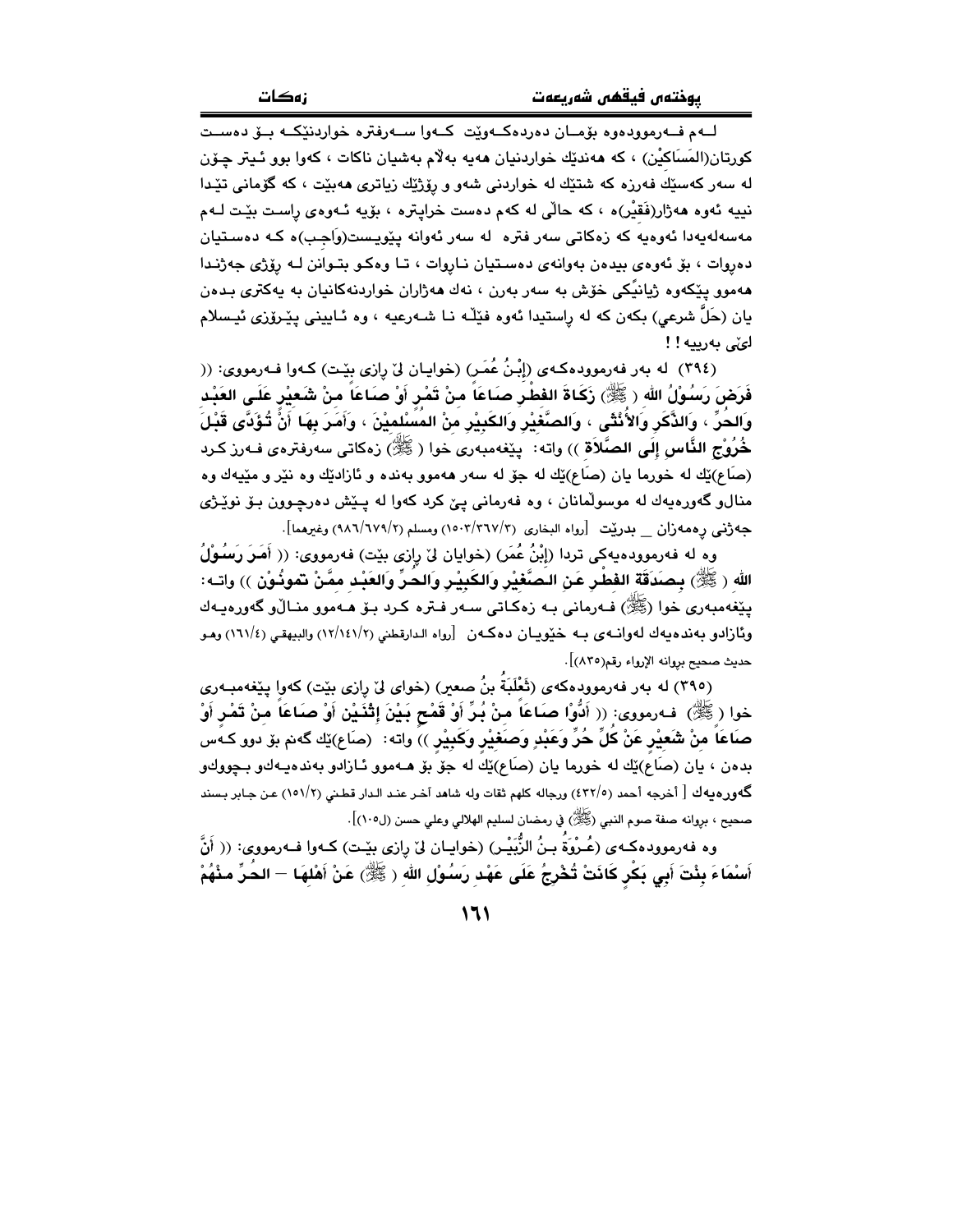لـەم فـەرموودەوە بۆمـان دەردەكـەوێت كـەوا سـەرفترە خواردنێكـە بـۆ دەسـت كورتان(المَسَاكِيْن) ، كە هەندێك خواردنيان هەيە بەڵام بەشيان ناكات ، كەوا بوو ئيتر چۆن لە سەر كەسێك فەرزە كە شتێك لە خواردنی شەو و ڕۆژێك زیاتری هەبێت ، كە گومانی تێدا نییە ئەوە هەژار(فَقِيْر)ە ، كە حاڵی لە كەم دەست خراپترە ، بۆیە ئـەوەی ڕاسـت بێـت لـەم مەسەلەیەدا ئەوەیە كە زەكاتی سەر فترە لە سەر ئەوانە پێویست(وَاجِب)ە كـە دەسـتیان دەڕوات ، بۆ ئەوەی بیدەن بەوانەی دەسـتیان نـاڕوات ، تـا وەكـو بتـوانن لـە ڕۆژی جەژنـدا هەموو پێكەوە ژیانێكی خۆش بە سەر بەرن ، نەك هەژاران خواردنەكانیان بە یەكتری بـدەن یان (حَلٌّ شرعي) بكەن كە لە ڕاستیدا ئەوە فێڵـە نـا شـەرعیە ، وە ئـاینی پیـرۆزی ئیـسلام لێی بەرییە ! !

(٣٩٤) لە بەر فەرموودەكـەی (إِبْنُ عُمَر) (خوایـان لێ ڕازی بێـت) كـەوا فـەرمووی: (( **فَرَضَ رَسُوْلُ الله ( ﷺ) زَكَاةَ الفِطْرِ صَاعَاً مِنْ تَمْرٍ أَوْ صَاعَاً مِنْ شَعِيْرٍ عَلَى العَبْدِ وَالحُرِّ ، وَالذَّكَرِ وَالأُنْثَى ، وَالصَّغِيْرِ وَالكَبِيْرِ مِنْ المُسْلِمِيْنَ ، وَأَمَرَ بِهَا أَنْ تُؤَدَّى قَبْلَ خُرُوْجِ النَّاسِ إِلَى الصَّلاةِ** )) واتە: پێغەمبەری خوا ( ﷺ) زەكاتی سەرفترەی فـەرز كـرد (صَاع)ێك لە خورما یان (صَاع)ێك لە جۆ لە سەر هەموو بەندە و ئازادێك وە نێر و مێیەك وە منالو گەورەیەك لە موسوڵمانان ، وە فەرمانی پێ كرد كەوا لە پـێش دەرچـوون بـۆ نوێـژی جەژنی ڕەمەزان _ بدرێت [رواه البخاري (١٥٠٣/٣٦٧/٣) ومسلم (٩٨٦/٦٧٩/٢) وغيرهما].

وە لە فەرموودەیەكی تردا (إِبْنُ عُمَر) (خوایان لێ ڕازی بێت) فەرمووی: (( **أَمَرَ رَسُوْلُ الله ( ﷺ) بِصَدَقَةِ الفِطْرِ عَنِ الصَّغِيْرِ وَالكَبِيْرِ وَالحُرِّ وَالعَبْدِ مِمَّنْ تَمُوْنُوْن** )) واتـە: پێغەمبەری خوا (ﷺ) فـەرمانی بـە زەكـاتی سـەر فـترە كـرد بـۆ هـەموو منـاڵو گەورەیـەك وئازادو بەندەیەك لەوانـەی بـە خێویـان دەكـەن [رواه الدارقطني (١٢/١٤١/٢) والبيهقي (١٦١/٤) وهو حديث صحيح بإرواء رقم(٨٣٥)].

(٣٩٥) لە بەر فەرموودەكەی (ثَعْلَبَةُ بنُ صعير) (خوای لێ ڕازی بێت) كەوا پێغەمبـەری خوا ( ﷺ) فـەرمووی: (( **أَدُّوْا صَاعَاً مِنْ بُرٍّ أَوْ قَمْحٍ بَيْنَ إِثْنَيْنِ أَوْ صَاعَاً مِنْ تَمْرٍ أَوْ صَاعَاً مِنْ شَعِيْرٍ عَنْ كُلِّ حُرٍّ وَعَبْدٍ وَصَغِيْرٍ وَكَبِيْرٍ** )) واتە: (صَاع)ێك گەنم بۆ دوو كـەس بدەن ، یان (صَاع)ێك لە خورما یان (صَاع)ێك لە جۆ بۆ هـەموو ئـازادو بەندەیـەكو بـچووكو گەورەیەك [ أخرجه أحمد (٤٣٢/٥) ورجاله كلهم ثقات وله شاهد آخر عند الدار قطني (١٥١/٢) عن جابر بسند صحيح ، بإرواه صفة صوم النبي (ﷺ) في رمضان لسليم الهلالي وعلي حسن (ل١٠٥)].

وە فەرموودەكـەی (عُـرْوَةُ بـنُ الزُّبَيْـر) (خوایـان لێ ڕازی بێـت) كـەوا فـەرمووی: (( **أَنَّ أَسْمَاءَ بِنْتَ أَبِي بَكْرٍ كَانَتْ تُخْرِجُ عَلَى عَهْدِ رَسُوْلِ اللهِ ( ﷺ) عَنْ أَهْلِهَا – الحُرِّ مِنْهُمْ**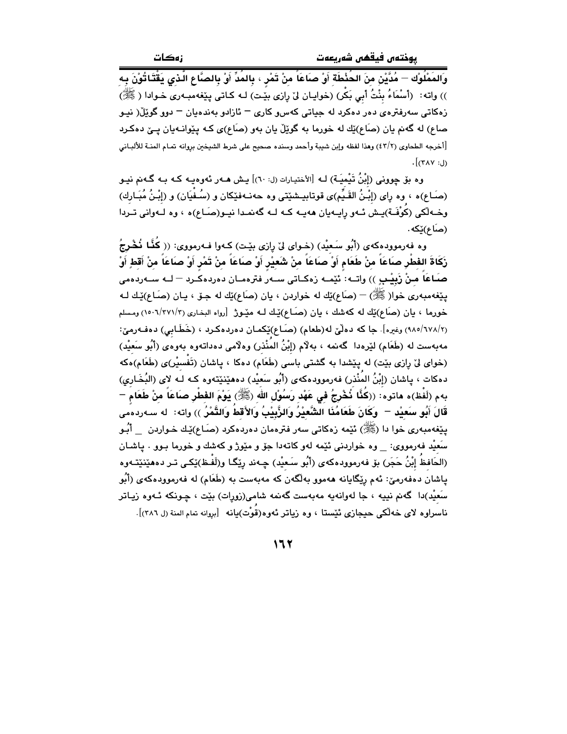**وَالمَمْلُوك – مُدَّيْنِ منَ الحُنْطَةَ أَوْ صَاعَاً مِنْ تَمْرٍ ، بِالمُدِّ أَوْ بِالصَّاعِ الَّذِي يَقْتَاتُوْنَ بِه** )) واته: (أَسْمَاءُ بِنْتُ أَبِي بَكْر) (خوایان لیٚ ڕازی بێت) لـه کـاتی پێغەمبـەری خـوادا (ﷺ) زەکاتی سەرفترەی دەر دەکرد لە جیاتی کەس و کاری – ئازادو بەندەیان – دوو گوێڵ( نیـو صاع) لە گەنم یان (صَاع)ێك لە خورما بە گوێڵ یان بەو (صَاع)ی کە پێوانـەیان پـێ دەکرد [أخرجه الطحاوي (٤٣/٢) وهذا لفظه وإبن شيبة وأحمد وسنده صحيح على شرط الشيخين بروانه تمام المنة للألباني (ل: ٣٨٧)].

وە بۆ چوونی (إِبْنُ تَيْمِيَـة) لـە [الأختيارات (ل: ٦٠)] یـش هـەر ئەوەیـە کـە بـە گـەنم نیـو (صَـاع)ە ، وە ڕای (إِبْـنُ القَـيِّم)ی قوتابیـشێتی وە حەنـەفێکان و (سُـفْيَان) و (إِبْـنُ مُبَـارك) وخـەڵکی (كُوْفَـة)یـش ئـەو ڕایـەیان هەیـە کـە لـە گەنمـدا نیـو(صَـاع)ە ، وە لـەوانی تـردا (صَـاع)ێکە.

وە فەرموودەکەی (أَبُو سَعِيْد) (خـوای لیٚ ڕازی بێـت) کـەوا فـەرمووی: (( **كُنَّا نُخْرِجُ زَكَاةَ الفِطْرِ صَاعَاً مِنْ طَعَامٍ أَوْ صَاعَاً مِنْ شَعِيْرٍ أَوْ صَاعَاً مِنْ تَمْرٍ أَوْ صَاعَاً مِنْ أَقِطٍ أَوْ صَـاعَاً مِـنْ زَبِيْـبٍ** )) واتـە: ئێمـە زەکـاتی سـەر فترەمـان دەردەکـرد – لـە سـەردەمی پێغەمبەری خوا(ﷺ) – (صَاع)ێك لە خواردن ، یان (صَاع)ێك لە جـۆ ، یـان (صَـاع)ێـك لـە خورما ، یان (صَاع)ێك لە کەشك ، یان (صَـاع)ێـك لـە مێـوژ [رواه البخاري (١٥٠٦/٣٧١/٣) ومسلم (٩٨٥/٦٧٨/٢) وغيره]. جا کە دەڵێ لە(طعام) (صَـاع)ێکمـان دەردەکـرد ، (خَطَّـابي) دەفـەرمێ: مەبەست لە (طَعَام) لێرەدا گەنمە ، بەڵام (إِبْنُ المُنْذِر) وەڵامی دەداتەوە بەوەی (أَبُو سَعِيْد) (خوای لیٚ ڕازی بێت) لە پێشدا بە گشتی باسی (طَعَام) دەکا ، پاشان (تَفْسِيْر)ی (طَعَام)ەکە دەکات ، پاشان (إِبْنُ المُنْذِر) فەرموودەکەی (أَبُو سَعِيْد) دەهێنێتەوە کـە لـە لای (البُخَـاري) بەم (لَفْظ)ە هاتوە: ((**كُنَّا نُخْرِجُ فِي عَهْدِ رَسُوْلِ اللهِ (ﷺ) يَوْمَ الفِطْرِ صَاعَاً مِنْ طَعَامٍ – قَالَ أَبُو سَعِيْد – وَكَانَ طَعَامُنَا الشَّعِيْرُ وَالزَّبِيْبُ وَالأَقِطُ وَالتَّمْرُ** )) واته: لە سـەردەمی پێغەمبەری خوا دا (ﷺ) ئێمە زەکاتی سەر فترەمان دەردەکرد (صَـاع)ێـك خـواردن _ أَبُـو سَعِيْد فەرمووی: _ وە خواردنی ئێمە لەو کاتەدا جۆ و مێوژ و کەشك و خورما بـوو . پاشـان (الحَافِظُ إِبْنُ حَجَر) بۆ فەرموودەکەی (أَبُو سَـعِيْد) چـەند ڕێگـا و(لَفْـظ)ێکـی تـر دەهێنێتـەوە پاشان دەفەرمێ: ئەم ڕێگایانە هەموو بەڵگەن کە مەبەست بە (طَعَام) لە فەرموودەکەی (أَبُو سَعِيْد)دا گەنم نییە ، جا لەوانەیە مەبەست گەنمە شامی(زورات) بێت ، چـونکە ئـەوە زیـاتر ناسراوە لای خەڵکی حیجازی ئێستا ، وە زیاتر ئەوە(قُوْت)یانە [بروانه تمام المنة (ل ٣٨٦)].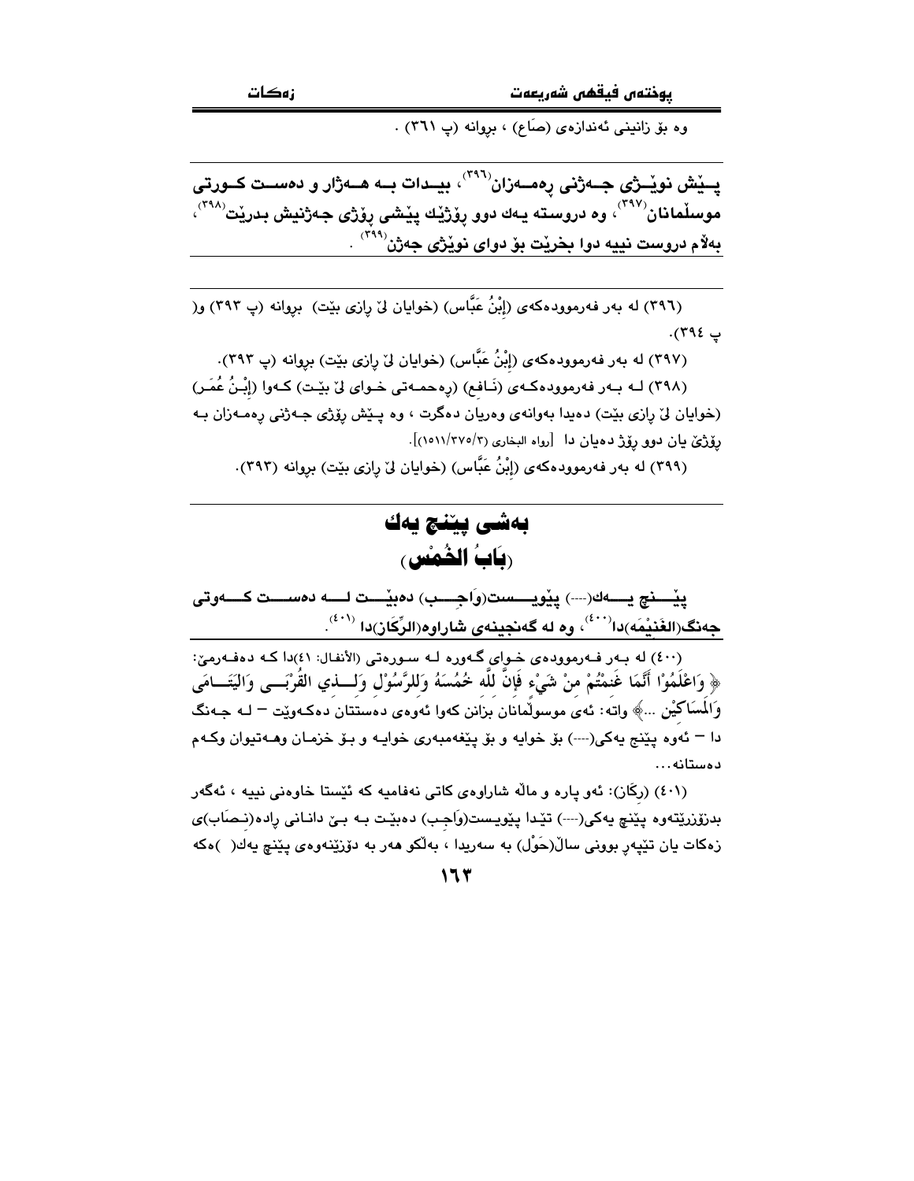وه بۆ زانینی ئەندازەی (صَاع) ، بڕوانە (پ ٣٦١) .

**پــێش نوێــژی جــەژنی ڕەمــەزان[٣٩٦]، بیــدات بــە هــەژار و دەســت کــورتی موسڵمانان[٣٩٧]، وە دروستە یەك دوو ڕۆژێك پێشی ڕۆژی جەژنیش بدرێت[٣٩٨]، بەڵام دروست نییە دوا بخرێت بۆ دوای نوێژی جەژن[٣٩٩] .**

(٣٩٦) لە بەر فەرموودەکەی (إِبْنُ عَبَّاس) (خوایان لێ ڕازی بێت) بڕوانە (پ ٣٩٣) و( پ ٣٩٤).

(٣٩٧) لە بەر فەرموودەکەی (إِبْنُ عَبَّاس) (خوایان لێ ڕازی بێت) بڕوانە (پ ٣٩٣).

(٣٩٨) لــە بــەر فەرموودەکــەی (نَـافِع) (ڕەحمــەتی خــوای لێ بێـت) کــەوا (إِبْـنُ عُمَـر) (خوایان لێ ڕازی بێت) دەیدا بەوانەی وەریان دەگرت ، وە پـێش ڕۆژی جـەژنی ڕەمـەزان بـە ڕۆژێ یان دوو ڕۆژ دەیان دا [رواه البخاري (١٥١١/٣٧٥/٣)].

(٣٩٩) لە بەر فەرموودەکەی (إِبْنُ عَبَّاس) (خوایان لێ ڕازی بێت) بڕوانە (٣٩٣).

# بەشی پێنج یەك
## (بَابُ الخُمْسِ)

**پێــــنج یــــەك(---) پێویــــست(وَاجِــــب) دەبێــــت لــــە دەســــت کــــەوتی جەنگ(الغَنِیْمَە)دا[٤٠٠]، وە لە گەنجینەی شاراوە(الرِّکَاز)دا[٤٠١].**

(٤٠٠) لە بـەر فـەرموودەی خـوای گـەورە لـە سـورەتی (الأنفال: ٤١)دا کـە دەفـەرمێ: ﴿ وَاعْلَمُوْا أَنَّمَا غَنِمْتُمْ مِنْ شَيْءٍ فَإِنَّ لِلَّهِ خُمُسَهُ وَلِلرَّسُوْلِ وَلِـذِي القُرْبَـى وَالیَتَـامَى وَالمَسَاکِیْنِ ...﴾ واتە: ئەی موسوڵمانان بزانن کەوا ئەوەی دەستتان دەکەوێت – لـە جـەنگ دا – ئەوە پێنج یەکی(---) بۆ خوایە و بۆ پێغەمبەری خوایـە و بـۆ خزمـان وهـەتیوان وکـەم دەستانە...

(٤٠١) (رِکَاز): ئەو پارە و ماڵە شاراوەی کاتی نەفامیە کە ئێستا خاوەنی نییە ، ئەگەر بدۆزرێتەوە پێنج یەکی(---) تێدا پێویست(وَاجِب) دەبێت بـە بـێ دانـانی ڕادە(نـصَاب)ی زەکات یان تێپەڕ بوونی ساڵ(حَوْل) بە سەریدا ، بەڵکو هەر بە دۆزینەوەی پێنج یەك( )ەکە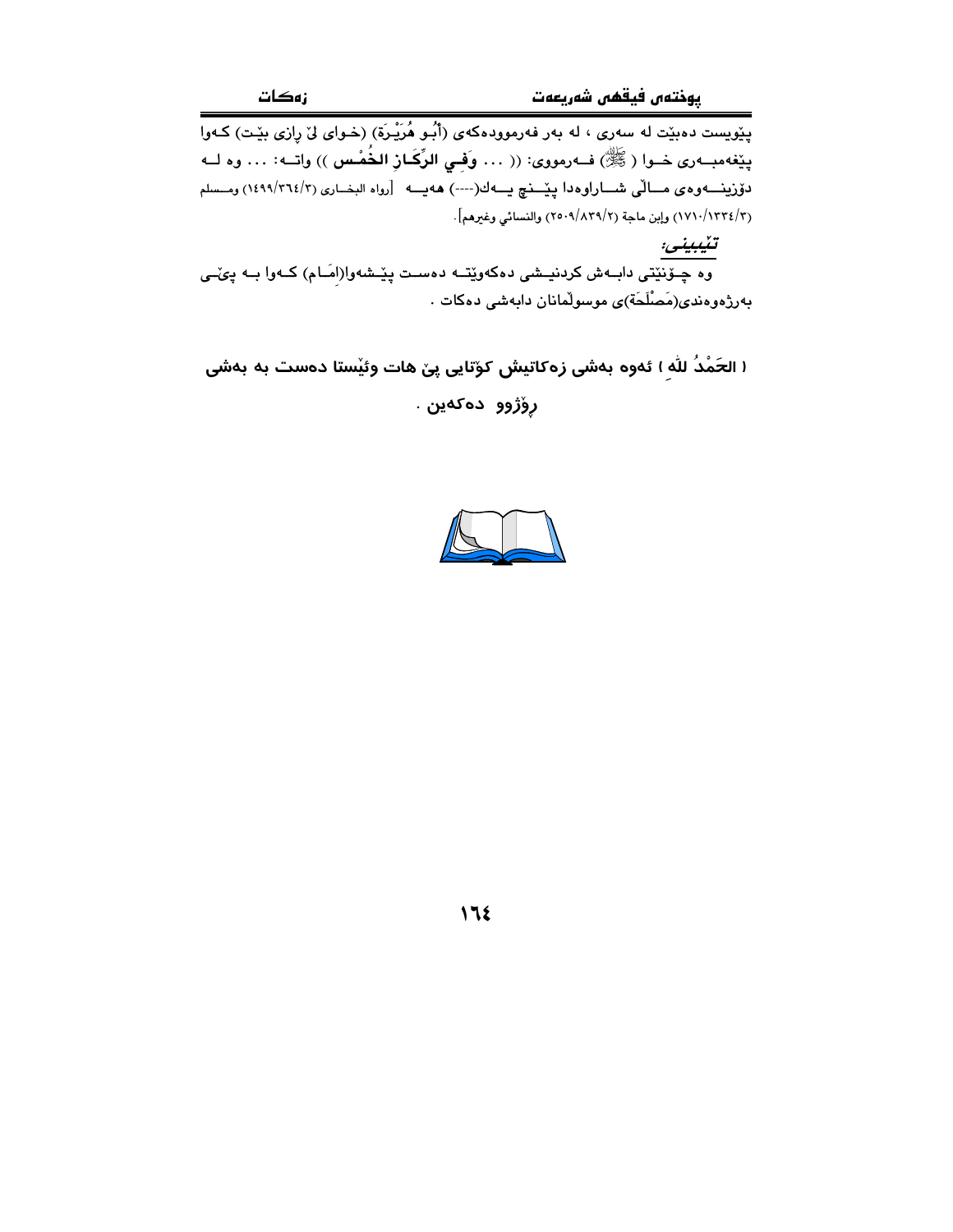پێویست دەبێت لە سەری ، لە بەر فەرموودەكەی (أَبُو هُرَيْرَةَ) (خـوای لێ ڕازی بێت) كـەوا پێغەمبـەری خـوا ( ﷺ) فـەرمووی: (( ... وَفِـي الرِّكَـازِ الْخُمُـس )) واتـە: ... وە لـە دۆزینـەوەی مـاڵی شـاراوەدا پێـنج یـەك(----) هەیـە [رواه البخـاری (١٤٩٩/٣٦٤/٣) ومـسلم (١٧١٠/١٣٣٤/٣) وإبن ماجة (٢٥٠٩/٨٣٩/٢) والنسائي وغيرهم].

***تێبینی:***

وە چـۆنێتی دابـەش كردنیـشی دەكەوێتـە دەسـت پێـشەوا(اِمَـام) كـەوا بـە پێـی بەرژەوەندی(مَصْلَحَة)ی موسوڵمانان دابەشی دەكات .

**( الحَمْدُ للّهِ ) ئەوە بەشی زەكاتیش كۆتایی پێ هات وئێستا دەست بە بەشی ڕۆژوو دەكەین .**